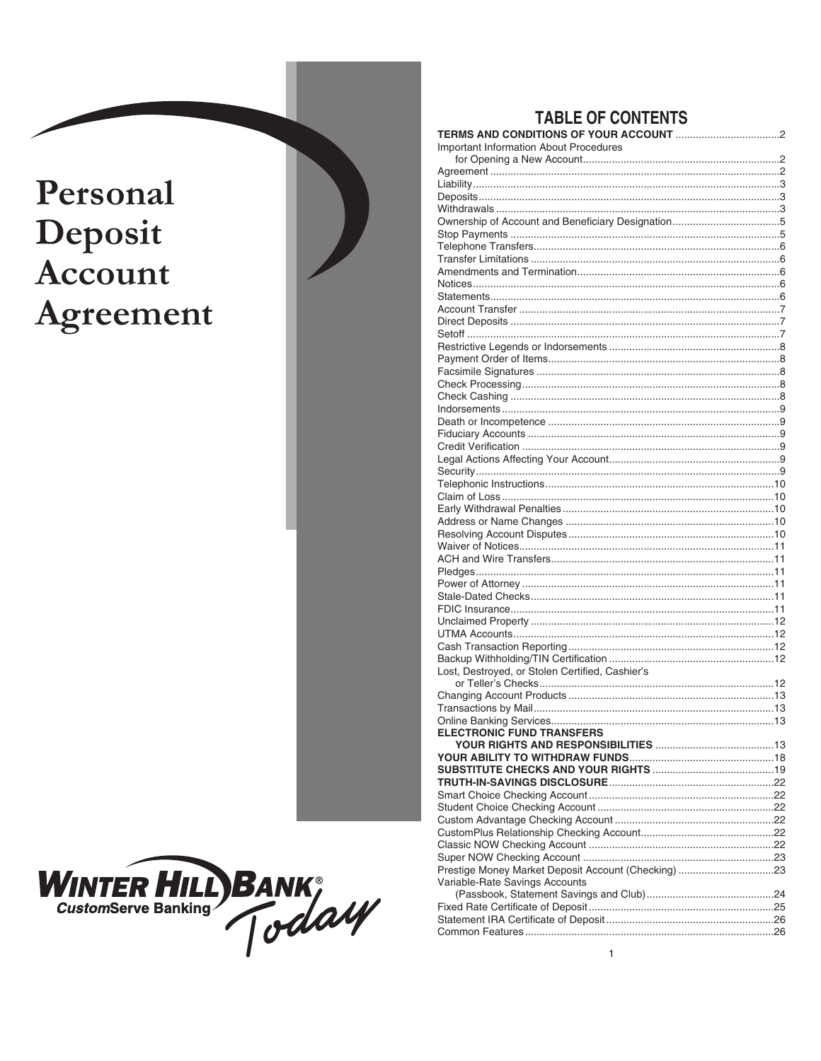# Personal Deposit Account Agreement

WINTER HILL BANK®
CustomServe Banking
Today

## TABLE OF CONTENTS

| | |
|---|---|
| **TERMS AND CONDITIONS OF YOUR ACCOUNT** | 2 |
| Important Information About Procedures for Opening a New Account | 2 |
| Agreement | 2 |
| Liability | 3 |
| Deposits | 3 |
| Withdrawals | 3 |
| Ownership of Account and Beneficiary Designation | 5 |
| Stop Payments | 5 |
| Telephone Transfers | 6 |
| Transfer Limitations | 6 |
| Amendments and Termination | 6 |
| Notices | 6 |
| Statements | 6 |
| Account Transfer | 7 |
| Direct Deposits | 7 |
| Setoff | 7 |
| Restrictive Legends or Indorsements | 8 |
| Payment Order of Items | 8 |
| Facsimile Signatures | 8 |
| Check Processing | 8 |
| Check Cashing | 8 |
| Indorsements | 9 |
| Death or Incompetence | 9 |
| Fiduciary Accounts | 9 |
| Credit Verification | 9 |
| Legal Actions Affecting Your Account | 9 |
| Security | 9 |
| Telephonic Instructions | 10 |
| Claim of Loss | 10 |
| Early Withdrawal Penalties | 10 |
| Address or Name Changes | 10 |
| Resolving Account Disputes | 10 |
| Waiver of Notices | 11 |
| ACH and Wire Transfers | 11 |
| Pledges | 11 |
| Power of Attorney | 11 |
| Stale-Dated Checks | 11 |
| FDIC Insurance | 11 |
| Unclaimed Property | 12 |
| UTMA Accounts | 12 |
| Cash Transaction Reporting | 12 |
| Backup Withholding/TIN Certification | 12 |
| Lost, Destroyed, or Stolen Certified, Cashier's or Teller's Checks | 12 |
| Changing Account Products | 13 |
| Transactions by Mail | 13 |
| Online Banking Services | 13 |
| **ELECTRONIC FUND TRANSFERS YOUR RIGHTS AND RESPONSIBILITIES** | 13 |
| **YOUR ABILITY TO WITHDRAW FUNDS** | 18 |
| **SUBSTITUTE CHECKS AND YOUR RIGHTS** | 19 |
| **TRUTH-IN-SAVINGS DISCLOSURE** | 22 |
| Smart Choice Checking Account | 22 |
| Student Choice Checking Account | 22 |
| Custom Advantage Checking Account | 22 |
| CustomPlus Relationship Checking Account | 22 |
| Classic NOW Checking Account | 22 |
| Super NOW Checking Account | 23 |
| Prestige Money Market Deposit Account (Checking) | 23 |
| Variable-Rate Savings Accounts (Passbook, Statement Savings and Club) | 24 |
| Fixed Rate Certificate of Deposit | 25 |
| Statement IRA Certificate of Deposit | 26 |
| Common Features | 26 |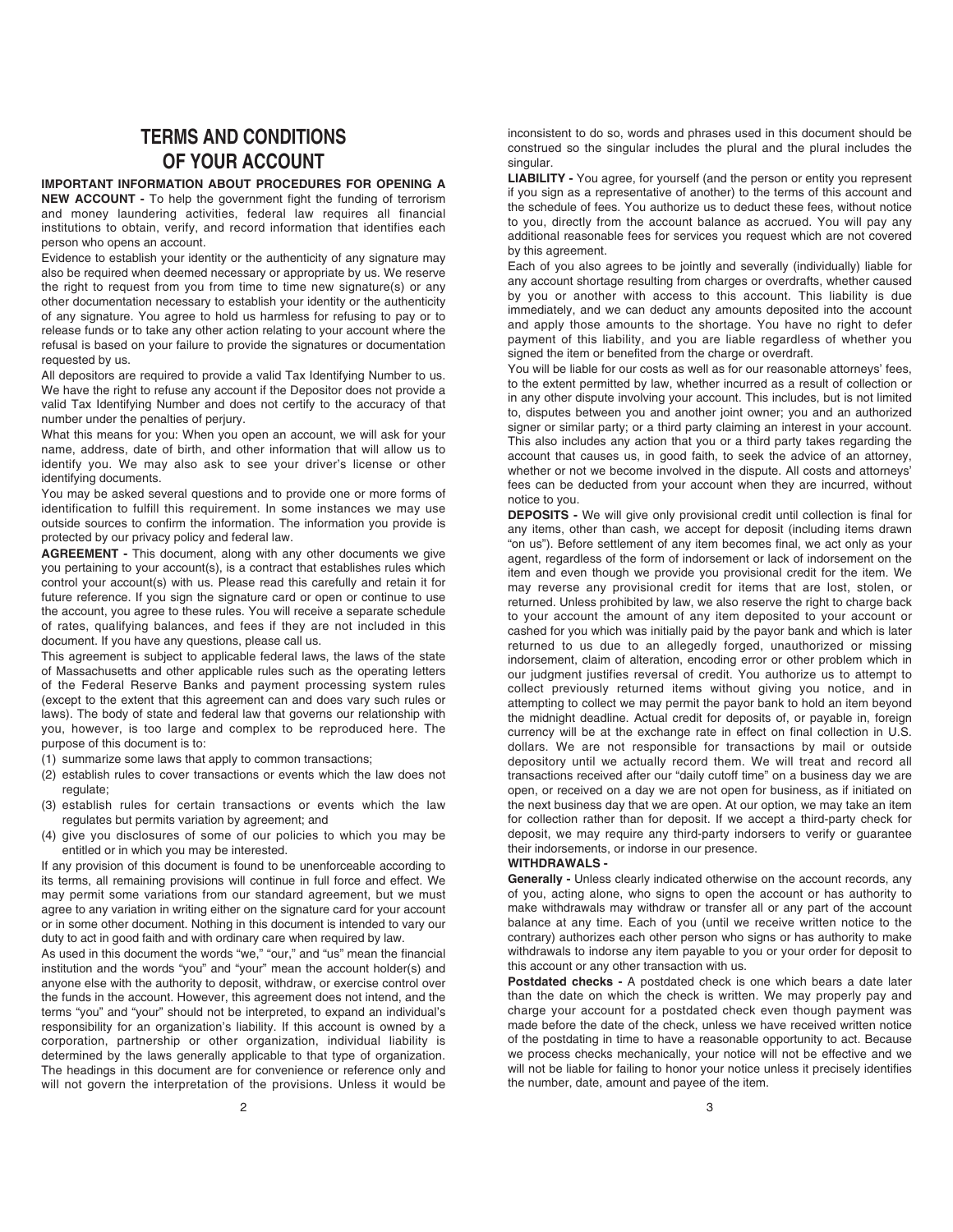# TERMS AND CONDITIONS OF YOUR ACCOUNT

**IMPORTANT INFORMATION ABOUT PROCEDURES FOR OPENING A NEW ACCOUNT -** To help the government fight the funding of terrorism and money laundering activities, federal law requires all financial institutions to obtain, verify, and record information that identifies each person who opens an account.

Evidence to establish your identity or the authenticity of any signature may also be required when deemed necessary or appropriate by us. We reserve the right to request from you from time to time new signature(s) or any other documentation necessary to establish your identity or the authenticity of any signature. You agree to hold us harmless for refusing to pay or to release funds or to take any other action relating to your account where the refusal is based on your failure to provide the signatures or documentation requested by us.

All depositors are required to provide a valid Tax Identifying Number to us. We have the right to refuse any account if the Depositor does not provide a valid Tax Identifying Number and does not certify to the accuracy of that number under the penalties of perjury.

What this means for you: When you open an account, we will ask for your name, address, date of birth, and other information that will allow us to identify you. We may also ask to see your driver's license or other identifying documents.

You may be asked several questions and to provide one or more forms of identification to fulfill this requirement. In some instances we may use outside sources to confirm the information. The information you provide is protected by our privacy policy and federal law.

**AGREEMENT -** This document, along with any other documents we give you pertaining to your account(s), is a contract that establishes rules which control your account(s) with us. Please read this carefully and retain it for future reference. If you sign the signature card or open or continue to use the account, you agree to these rules. You will receive a separate schedule of rates, qualifying balances, and fees if they are not included in this document. If you have any questions, please call us.

This agreement is subject to applicable federal laws, the laws of the state of Massachusetts and other applicable rules such as the operating letters of the Federal Reserve Banks and payment processing system rules (except to the extent that this agreement can and does vary such rules or laws). The body of state and federal law that governs our relationship with you, however, is too large and complex to be reproduced here. The purpose of this document is to:

(1) summarize some laws that apply to common transactions;
(2) establish rules to cover transactions or events which the law does not regulate;
(3) establish rules for certain transactions or events which the law regulates but permits variation by agreement; and
(4) give you disclosures of some of our policies to which you may be entitled or in which you may be interested.

If any provision of this document is found to be unenforceable according to its terms, all remaining provisions will continue in full force and effect. We may permit some variations from our standard agreement, but we must agree to any variation in writing either on the signature card for your account or in some other document. Nothing in this document is intended to vary our duty to act in good faith and with ordinary care when required by law.

As used in this document the words "we," "our," and "us" mean the financial institution and the words "you" and "your" mean the account holder(s) and anyone else with the authority to deposit, withdraw, or exercise control over the funds in the account. However, this agreement does not intend, and the terms "you" and "your" should not be interpreted, to expand an individual's responsibility for an organization's liability. If this account is owned by a corporation, partnership or other organization, individual liability is determined by the laws generally applicable to that type of organization. The headings in this document are for convenience or reference only and will not govern the interpretation of the provisions. Unless it would be inconsistent to do so, words and phrases used in this document should be construed so the singular includes the plural and the plural includes the singular.

**LIABILITY -** You agree, for yourself (and the person or entity you represent if you sign as a representative of another) to the terms of this account and the schedule of fees. You authorize us to deduct these fees, without notice to you, directly from the account balance as accrued. You will pay any additional reasonable fees for services you request which are not covered by this agreement.

Each of you also agrees to be jointly and severally (individually) liable for any account shortage resulting from charges or overdrafts, whether caused by you or another with access to this account. This liability is due immediately, and we can deduct any amounts deposited into the account and apply those amounts to the shortage. You have no right to defer payment of this liability, and you are liable regardless of whether you signed the item or benefited from the charge or overdraft.

You will be liable for our costs as well as for our reasonable attorneys' fees, to the extent permitted by law, whether incurred as a result of collection or in any other dispute involving your account. This includes, but is not limited to, disputes between you and another joint owner; you and an authorized signer or similar party; or a third party claiming an interest in your account. This also includes any action that you or a third party takes regarding the account that causes us, in good faith, to seek the advice of an attorney, whether or not we become involved in the dispute. All costs and attorneys' fees can be deducted from your account when they are incurred, without notice to you.

**DEPOSITS -** We will give only provisional credit until collection is final for any items, other than cash, we accept for deposit (including items drawn "on us"). Before settlement of any item becomes final, we act only as your agent, regardless of the form of indorsement or lack of indorsement on the item and even though we provide you provisional credit for the item. We may reverse any provisional credit for items that are lost, stolen, or returned. Unless prohibited by law, we also reserve the right to charge back to your account the amount of any item deposited to your account or cashed for you which was initially paid by the payor bank and which is later returned to us due to an allegedly forged, unauthorized or missing indorsement, claim of alteration, encoding error or other problem which in our judgment justifies reversal of credit. You authorize us to attempt to collect previously returned items without giving you notice, and in attempting to collect we may permit the payor bank to hold an item beyond the midnight deadline. Actual credit for deposits of, or payable in, foreign currency will be at the exchange rate in effect on final collection in U.S. dollars. We are not responsible for transactions by mail or outside depository until we actually record them. We will treat and record all transactions received after our "daily cutoff time" on a business day we are open, or received on a day we are not open for business, as if initiated on the next business day that we are open. At our option, we may take an item for collection rather than for deposit. If we accept a third-party check for deposit, we may require any third-party indorsers to verify or guarantee their indorsements, or indorse in our presence.

**WITHDRAWALS -**

**Generally -** Unless clearly indicated otherwise on the account records, any of you, acting alone, who signs to open the account or has authority to make withdrawals may withdraw or transfer all or any part of the account balance at any time. Each of you (until we receive written notice to the contrary) authorizes each other person who signs or has authority to make withdrawals to indorse any item payable to you or your order for deposit to this account or any other transaction with us.

**Postdated checks -** A postdated check is one which bears a date later than the date on which the check is written. We may properly pay and charge your account for a postdated check even though payment was made before the date of the check, unless we have received written notice of the postdating in time to have a reasonable opportunity to act. Because we process checks mechanically, your notice will not be effective and we will not be liable for failing to honor your notice unless it precisely identifies the number, date, amount and payee of the item.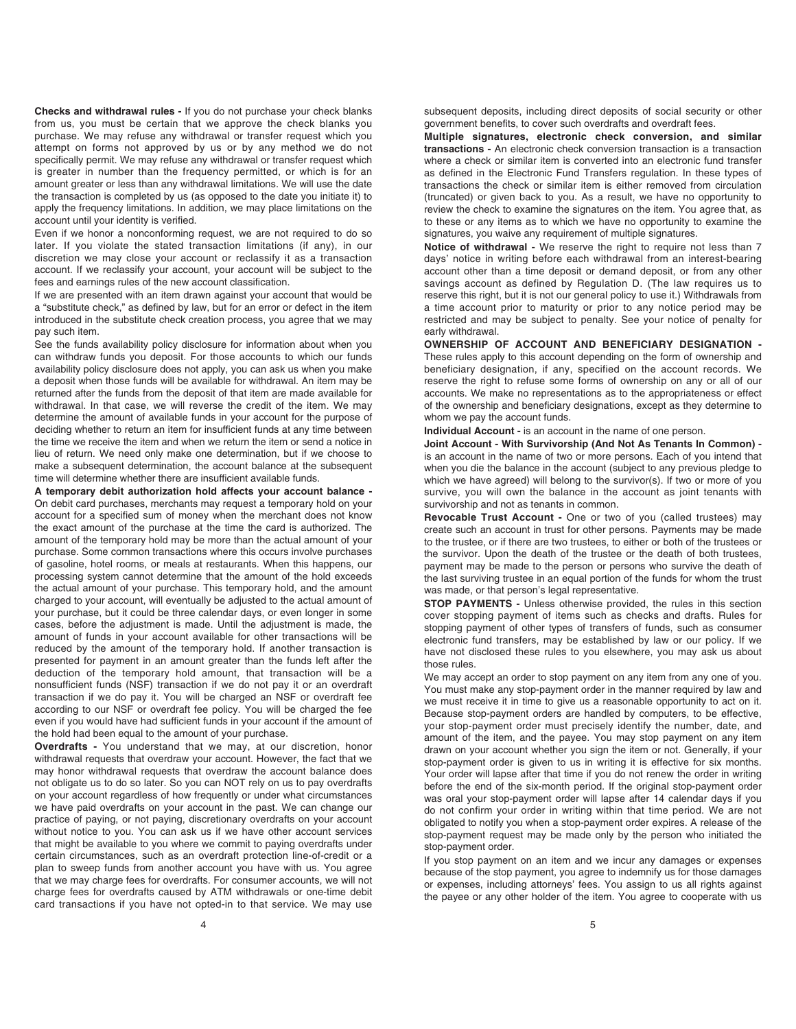**Checks and withdrawal rules -** If you do not purchase your check blanks from us, you must be certain that we approve the check blanks you purchase. We may refuse any withdrawal or transfer request which you attempt on forms not approved by us or by any method we do not specifically permit. We may refuse any withdrawal or transfer request which is greater in number than the frequency permitted, or which is for an amount greater or less than any withdrawal limitations. We will use the date the transaction is completed by us (as opposed to the date you initiate it) to apply the frequency limitations. In addition, we may place limitations on the account until your identity is verified.

Even if we honor a nonconforming request, we are not required to do so later. If you violate the stated transaction limitations (if any), in our discretion we may close your account or reclassify it as a transaction account. If we reclassify your account, your account will be subject to the fees and earnings rules of the new account classification.

If we are presented with an item drawn against your account that would be a "substitute check," as defined by law, but for an error or defect in the item introduced in the substitute check creation process, you agree that we may pay such item.

See the funds availability policy disclosure for information about when you can withdraw funds you deposit. For those accounts to which our funds availability policy disclosure does not apply, you can ask us when you make a deposit when those funds will be available for withdrawal. An item may be returned after the funds from the deposit of that item are made available for withdrawal. In that case, we will reverse the credit of the item. We may determine the amount of available funds in your account for the purpose of deciding whether to return an item for insufficient funds at any time between the time we receive the item and when we return the item or send a notice in lieu of return. We need only make one determination, but if we choose to make a subsequent determination, the account balance at the subsequent time will determine whether there are insufficient available funds.

**A temporary debit authorization hold affects your account balance -** On debit card purchases, merchants may request a temporary hold on your account for a specified sum of money when the merchant does not know the exact amount of the purchase at the time the card is authorized. The amount of the temporary hold may be more than the actual amount of your purchase. Some common transactions where this occurs involve purchases of gasoline, hotel rooms, or meals at restaurants. When this happens, our processing system cannot determine that the amount of the hold exceeds the actual amount of your purchase. This temporary hold, and the amount charged to your account, will eventually be adjusted to the actual amount of your purchase, but it could be three calendar days, or even longer in some cases, before the adjustment is made. Until the adjustment is made, the amount of funds in your account available for other transactions will be reduced by the amount of the temporary hold. If another transaction is presented for payment in an amount greater than the funds left after the deduction of the temporary hold amount, that transaction will be a nonsufficient funds (NSF) transaction if we do not pay it or an overdraft transaction if we do pay it. You will be charged an NSF or overdraft fee according to our NSF or overdraft fee policy. You will be charged the fee even if you would have had sufficient funds in your account if the amount of the hold had been equal to the amount of your purchase.

**Overdrafts -** You understand that we may, at our discretion, honor withdrawal requests that overdraw your account. However, the fact that we may honor withdrawal requests that overdraw the account balance does not obligate us to do so later. So you can NOT rely on us to pay overdrafts on your account regardless of how frequently or under what circumstances we have paid overdrafts on your account in the past. We can change our practice of paying, or not paying, discretionary overdrafts on your account without notice to you. You can ask us if we have other account services that might be available to you where we commit to paying overdrafts under certain circumstances, such as an overdraft protection line-of-credit or a plan to sweep funds from another account you have with us. You agree that we may charge fees for overdrafts. For consumer accounts, we will not charge fees for overdrafts caused by ATM withdrawals or one-time debit card transactions if you have not opted-in to that service. We may use subsequent deposits, including direct deposits of social security or other government benefits, to cover such overdrafts and overdraft fees.

**Multiple signatures, electronic check conversion, and similar transactions -** An electronic check conversion transaction is a transaction where a check or similar item is converted into an electronic fund transfer as defined in the Electronic Fund Transfers regulation. In these types of transactions the check or similar item is either removed from circulation (truncated) or given back to you. As a result, we have no opportunity to review the check to examine the signatures on the item. You agree that, as to these or any items as to which we have no opportunity to examine the signatures, you waive any requirement of multiple signatures.

**Notice of withdrawal -** We reserve the right to require not less than 7 days' notice in writing before each withdrawal from an interest-bearing account other than a time deposit or demand deposit, or from any other savings account as defined by Regulation D. (The law requires us to reserve this right, but it is not our general policy to use it.) Withdrawals from a time account prior to maturity or prior to any notice period may be restricted and may be subject to penalty. See your notice of penalty for early withdrawal.

**OWNERSHIP OF ACCOUNT AND BENEFICIARY DESIGNATION -** These rules apply to this account depending on the form of ownership and beneficiary designation, if any, specified on the account records. We reserve the right to refuse some forms of ownership on any or all of our accounts. We make no representations as to the appropriateness or effect of the ownership and beneficiary designations, except as they determine to whom we pay the account funds.

**Individual Account -** is an account in the name of one person.

**Joint Account - With Survivorship (And Not As Tenants In Common) -** is an account in the name of two or more persons. Each of you intend that when you die the balance in the account (subject to any previous pledge to which we have agreed) will belong to the survivor(s). If two or more of you survive, you will own the balance in the account as joint tenants with survivorship and not as tenants in common.

**Revocable Trust Account -** One or two of you (called trustees) may create such an account in trust for other persons. Payments may be made to the trustee, or if there are two trustees, to either or both of the trustees or the survivor. Upon the death of the trustee or the death of both trustees, payment may be made to the person or persons who survive the death of the last surviving trustee in an equal portion of the funds for whom the trust was made, or that person's legal representative.

**STOP PAYMENTS -** Unless otherwise provided, the rules in this section cover stopping payment of items such as checks and drafts. Rules for stopping payment of other types of transfers of funds, such as consumer electronic fund transfers, may be established by law or our policy. If we have not disclosed these rules to you elsewhere, you may ask us about those rules.

We may accept an order to stop payment on any item from any one of you. You must make any stop-payment order in the manner required by law and we must receive it in time to give us a reasonable opportunity to act on it. Because stop-payment orders are handled by computers, to be effective, your stop-payment order must precisely identify the number, date, and amount of the item, and the payee. You may stop payment on any item drawn on your account whether you sign the item or not. Generally, if your stop-payment order is given to us in writing it is effective for six months. Your order will lapse after that time if you do not renew the order in writing before the end of the six-month period. If the original stop-payment order was oral your stop-payment order will lapse after 14 calendar days if you do not confirm your order in writing within that time period. We are not obligated to notify you when a stop-payment order expires. A release of the stop-payment request may be made only by the person who initiated the stop-payment order.

If you stop payment on an item and we incur any damages or expenses because of the stop payment, you agree to indemnify us for those damages or expenses, including attorneys' fees. You assign to us all rights against the payee or any other holder of the item. You agree to cooperate with us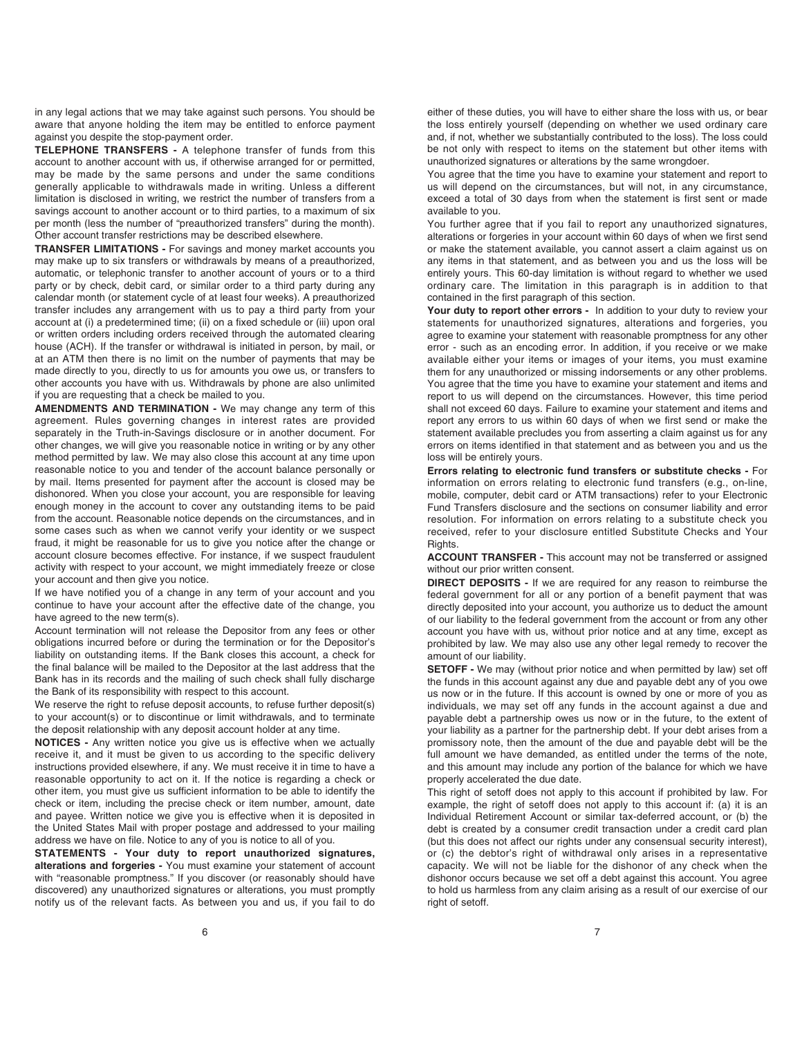in any legal actions that we may take against such persons. You should be aware that anyone holding the item may be entitled to enforce payment against you despite the stop-payment order.

**TELEPHONE TRANSFERS -** A telephone transfer of funds from this account to another account with us, if otherwise arranged for or permitted, may be made by the same persons and under the same conditions generally applicable to withdrawals made in writing. Unless a different limitation is disclosed in writing, we restrict the number of transfers from a savings account to another account or to third parties, to a maximum of six per month (less the number of "preauthorized transfers" during the month). Other account transfer restrictions may be described elsewhere.

**TRANSFER LIMITATIONS -** For savings and money market accounts you may make up to six transfers or withdrawals by means of a preauthorized, automatic, or telephonic transfer to another account of yours or to a third party or by check, debit card, or similar order to a third party during any calendar month (or statement cycle of at least four weeks). A preauthorized transfer includes any arrangement with us to pay a third party from your account at (i) a predetermined time; (ii) on a fixed schedule or (iii) upon oral or written orders including orders received through the automated clearing house (ACH). If the transfer or withdrawal is initiated in person, by mail, or at an ATM then there is no limit on the number of payments that may be made directly to you, directly to us for amounts you owe us, or transfers to other accounts you have with us. Withdrawals by phone are also unlimited if you are requesting that a check be mailed to you.

**AMENDMENTS AND TERMINATION -** We may change any term of this agreement. Rules governing changes in interest rates are provided separately in the Truth-in-Savings disclosure or in another document. For other changes, we will give you reasonable notice in writing or by any other method permitted by law. We may also close this account at any time upon reasonable notice to you and tender of the account balance personally or by mail. Items presented for payment after the account is closed may be dishonored. When you close your account, you are responsible for leaving enough money in the account to cover any outstanding items to be paid from the account. Reasonable notice depends on the circumstances, and in some cases such as when we cannot verify your identity or we suspect fraud, it might be reasonable for us to give you notice after the change or account closure becomes effective. For instance, if we suspect fraudulent activity with respect to your account, we might immediately freeze or close your account and then give you notice.

If we have notified you of a change in any term of your account and you continue to have your account after the effective date of the change, you have agreed to the new term(s).

Account termination will not release the Depositor from any fees or other obligations incurred before or during the termination or for the Depositor's liability on outstanding items. If the Bank closes this account, a check for the final balance will be mailed to the Depositor at the last address that the Bank has in its records and the mailing of such check shall fully discharge the Bank of its responsibility with respect to this account.

We reserve the right to refuse deposit accounts, to refuse further deposit(s) to your account(s) or to discontinue or limit withdrawals, and to terminate the deposit relationship with any deposit account holder at any time.

**NOTICES -** Any written notice you give us is effective when we actually receive it, and it must be given to us according to the specific delivery instructions provided elsewhere, if any. We must receive it in time to have a reasonable opportunity to act on it. If the notice is regarding a check or other item, you must give us sufficient information to be able to identify the check or item, including the precise check or item number, amount, date and payee. Written notice we give you is effective when it is deposited in the United States Mail with proper postage and addressed to your mailing address we have on file. Notice to any of you is notice to all of you.

**STATEMENTS - Your duty to report unauthorized signatures, alterations and forgeries -** You must examine your statement of account with "reasonable promptness." If you discover (or reasonably should have discovered) any unauthorized signatures or alterations, you must promptly notify us of the relevant facts. As between you and us, if you fail to do either of these duties, you will have to either share the loss with us, or bear the loss entirely yourself (depending on whether we used ordinary care and, if not, whether we substantially contributed to the loss). The loss could be not only with respect to items on the statement but other items with unauthorized signatures or alterations by the same wrongdoer.

You agree that the time you have to examine your statement and report to us will depend on the circumstances, but will not, in any circumstance, exceed a total of 30 days from when the statement is first sent or made available to you.

You further agree that if you fail to report any unauthorized signatures, alterations or forgeries in your account within 60 days of when we first send or make the statement available, you cannot assert a claim against us on any items in that statement, and as between you and us the loss will be entirely yours. This 60-day limitation is without regard to whether we used ordinary care. The limitation in this paragraph is in addition to that contained in the first paragraph of this section.

**Your duty to report other errors -** In addition to your duty to review your statements for unauthorized signatures, alterations and forgeries, you agree to examine your statement with reasonable promptness for any other error - such as an encoding error. In addition, if you receive or we make available either your items or images of your items, you must examine them for any unauthorized or missing indorsements or any other problems. You agree that the time you have to examine your statement and items and report to us will depend on the circumstances. However, this time period shall not exceed 60 days. Failure to examine your statement and items and report any errors to us within 60 days of when we first send or make the statement available precludes you from asserting a claim against us for any errors on items identified in that statement and as between you and us the loss will be entirely yours.

**Errors relating to electronic fund transfers or substitute checks -** For information on errors relating to electronic fund transfers (e.g., on-line, mobile, computer, debit card or ATM transactions) refer to your Electronic Fund Transfers disclosure and the sections on consumer liability and error resolution. For information on errors relating to a substitute check you received, refer to your disclosure entitled Substitute Checks and Your Rights.

**ACCOUNT TRANSFER -** This account may not be transferred or assigned without our prior written consent.

**DIRECT DEPOSITS -** If we are required for any reason to reimburse the federal government for all or any portion of a benefit payment that was directly deposited into your account, you authorize us to deduct the amount of our liability to the federal government from the account or from any other account you have with us, without prior notice and at any time, except as prohibited by law. We may also use any other legal remedy to recover the amount of our liability.

**SETOFF -** We may (without prior notice and when permitted by law) set off the funds in this account against any due and payable debt any of you owe us now or in the future. If this account is owned by one or more of you as individuals, we may set off any funds in the account against a due and payable debt a partnership owes us now or in the future, to the extent of your liability as a partner for the partnership debt. If your debt arises from a promissory note, then the amount of the due and payable debt will be the full amount we have demanded, as entitled under the terms of the note, and this amount may include any portion of the balance for which we have properly accelerated the due date.

This right of setoff does not apply to this account if prohibited by law. For example, the right of setoff does not apply to this account if: (a) it is an Individual Retirement Account or similar tax-deferred account, or (b) the debt is created by a consumer credit transaction under a credit card plan (but this does not affect our rights under any consensual security interest), or (c) the debtor's right of withdrawal only arises in a representative capacity. We will not be liable for the dishonor of any check when the dishonor occurs because we set off a debt against this account. You agree to hold us harmless from any claim arising as a result of our exercise of our right of setoff.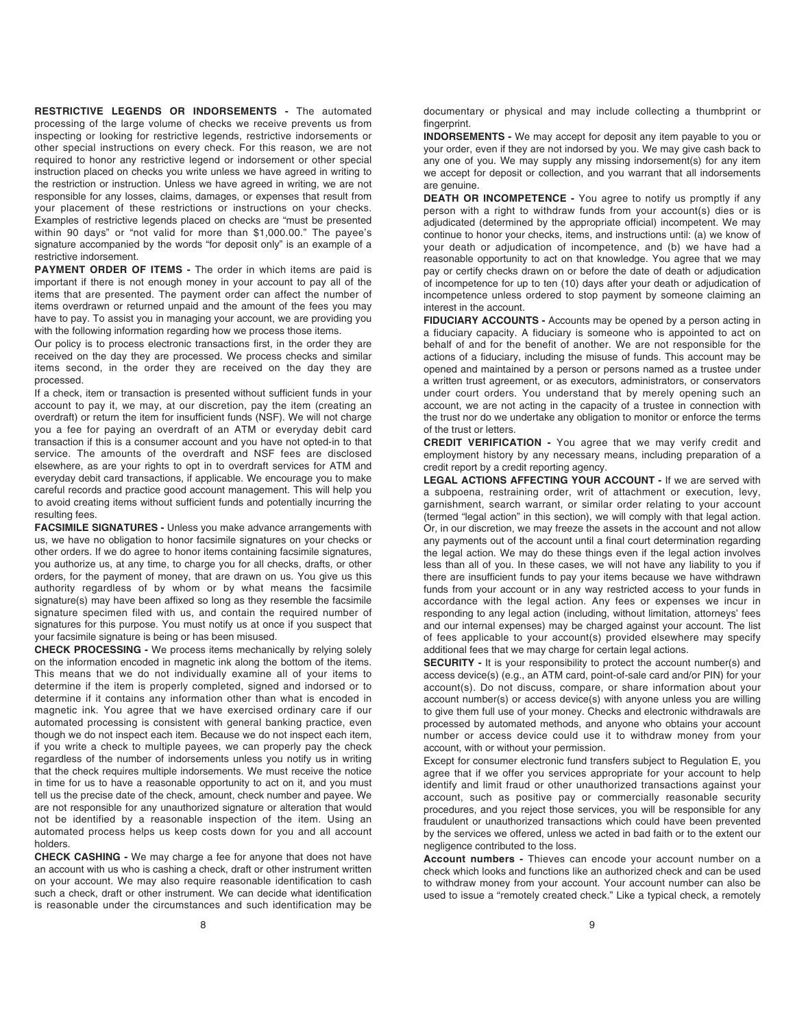**RESTRICTIVE LEGENDS OR INDORSEMENTS -** The automated processing of the large volume of checks we receive prevents us from inspecting or looking for restrictive legends, restrictive indorsements or other special instructions on every check. For this reason, we are not required to honor any restrictive legend or indorsement or other special instruction placed on checks you write unless we have agreed in writing to the restriction or instruction. Unless we have agreed in writing, we are not responsible for any losses, claims, damages, or expenses that result from your placement of these restrictions or instructions on your checks. Examples of restrictive legends placed on checks are "must be presented within 90 days" or "not valid for more than $1,000.00." The payee's signature accompanied by the words "for deposit only" is an example of a restrictive indorsement.

**PAYMENT ORDER OF ITEMS -** The order in which items are paid is important if there is not enough money in your account to pay all of the items that are presented. The payment order can affect the number of items overdrawn or returned unpaid and the amount of the fees you may have to pay. To assist you in managing your account, we are providing you with the following information regarding how we process those items.

Our policy is to process electronic transactions first, in the order they are received on the day they are processed. We process checks and similar items second, in the order they are received on the day they are processed.

If a check, item or transaction is presented without sufficient funds in your account to pay it, we may, at our discretion, pay the item (creating an overdraft) or return the item for insufficient funds (NSF). We will not charge you a fee for paying an overdraft of an ATM or everyday debit card transaction if this is a consumer account and you have not opted-in to that service. The amounts of the overdraft and NSF fees are disclosed elsewhere, as are your rights to opt in to overdraft services for ATM and everyday debit card transactions, if applicable. We encourage you to make careful records and practice good account management. This will help you to avoid creating items without sufficient funds and potentially incurring the resulting fees.

**FACSIMILE SIGNATURES -** Unless you make advance arrangements with us, we have no obligation to honor facsimile signatures on your checks or other orders. If we do agree to honor items containing facsimile signatures, you authorize us, at any time, to charge you for all checks, drafts, or other orders, for the payment of money, that are drawn on us. You give us this authority regardless of by whom or by what means the facsimile signature(s) may have been affixed so long as they resemble the facsimile signature specimen filed with us, and contain the required number of signatures for this purpose. You must notify us at once if you suspect that your facsimile signature is being or has been misused.

**CHECK PROCESSING -** We process items mechanically by relying solely on the information encoded in magnetic ink along the bottom of the items. This means that we do not individually examine all of your items to determine if the item is properly completed, signed and indorsed or to determine if it contains any information other than what is encoded in magnetic ink. You agree that we have exercised ordinary care if our automated processing is consistent with general banking practice, even though we do not inspect each item. Because we do not inspect each item, if you write a check to multiple payees, we can properly pay the check regardless of the number of indorsements unless you notify us in writing that the check requires multiple indorsements. We must receive the notice in time for us to have a reasonable opportunity to act on it, and you must tell us the precise date of the check, amount, check number and payee. We are not responsible for any unauthorized signature or alteration that would not be identified by a reasonable inspection of the item. Using an automated process helps us keep costs down for you and all account holders.

**CHECK CASHING -** We may charge a fee for anyone that does not have an account with us who is cashing a check, draft or other instrument written on your account. We may also require reasonable identification to cash such a check, draft or other instrument. We can decide what identification is reasonable under the circumstances and such identification may be documentary or physical and may include collecting a thumbprint or fingerprint.

**INDORSEMENTS -** We may accept for deposit any item payable to you or your order, even if they are not indorsed by you. We may give cash back to any one of you. We may supply any missing indorsement(s) for any item we accept for deposit or collection, and you warrant that all indorsements are genuine.

**DEATH OR INCOMPETENCE -** You agree to notify us promptly if any person with a right to withdraw funds from your account(s) dies or is adjudicated (determined by the appropriate official) incompetent. We may continue to honor your checks, items, and instructions until: (a) we know of your death or adjudication of incompetence, and (b) we have had a reasonable opportunity to act on that knowledge. You agree that we may pay or certify checks drawn on or before the date of death or adjudication of incompetence for up to ten (10) days after your death or adjudication of incompetence unless ordered to stop payment by someone claiming an interest in the account.

**FIDUCIARY ACCOUNTS -** Accounts may be opened by a person acting in a fiduciary capacity. A fiduciary is someone who is appointed to act on behalf of and for the benefit of another. We are not responsible for the actions of a fiduciary, including the misuse of funds. This account may be opened and maintained by a person or persons named as a trustee under a written trust agreement, or as executors, administrators, or conservators under court orders. You understand that by merely opening such an account, we are not acting in the capacity of a trustee in connection with the trust nor do we undertake any obligation to monitor or enforce the terms of the trust or letters.

**CREDIT VERIFICATION -** You agree that we may verify credit and employment history by any necessary means, including preparation of a credit report by a credit reporting agency.

**LEGAL ACTIONS AFFECTING YOUR ACCOUNT -** If we are served with a subpoena, restraining order, writ of attachment or execution, levy, garnishment, search warrant, or similar order relating to your account (termed "legal action" in this section), we will comply with that legal action. Or, in our discretion, we may freeze the assets in the account and not allow any payments out of the account until a final court determination regarding the legal action. We may do these things even if the legal action involves less than all of you. In these cases, we will not have any liability to you if there are insufficient funds to pay your items because we have withdrawn funds from your account or in any way restricted access to your funds in accordance with the legal action. Any fees or expenses we incur in responding to any legal action (including, without limitation, attorneys' fees and our internal expenses) may be charged against your account. The list of fees applicable to your account(s) provided elsewhere may specify additional fees that we may charge for certain legal actions.

**SECURITY -** It is your responsibility to protect the account number(s) and access device(s) (e.g., an ATM card, point-of-sale card and/or PIN) for your account(s). Do not discuss, compare, or share information about your account number(s) or access device(s) with anyone unless you are willing to give them full use of your money. Checks and electronic withdrawals are processed by automated methods, and anyone who obtains your account number or access device could use it to withdraw money from your account, with or without your permission.

Except for consumer electronic fund transfers subject to Regulation E, you agree that if we offer you services appropriate for your account to help identify and limit fraud or other unauthorized transactions against your account, such as positive pay or commercially reasonable security procedures, and you reject those services, you will be responsible for any fraudulent or unauthorized transactions which could have been prevented by the services we offered, unless we acted in bad faith or to the extent our negligence contributed to the loss.

**Account numbers -** Thieves can encode your account number on a check which looks and functions like an authorized check and can be used to withdraw money from your account. Your account number can also be used to issue a "remotely created check." Like a typical check, a remotely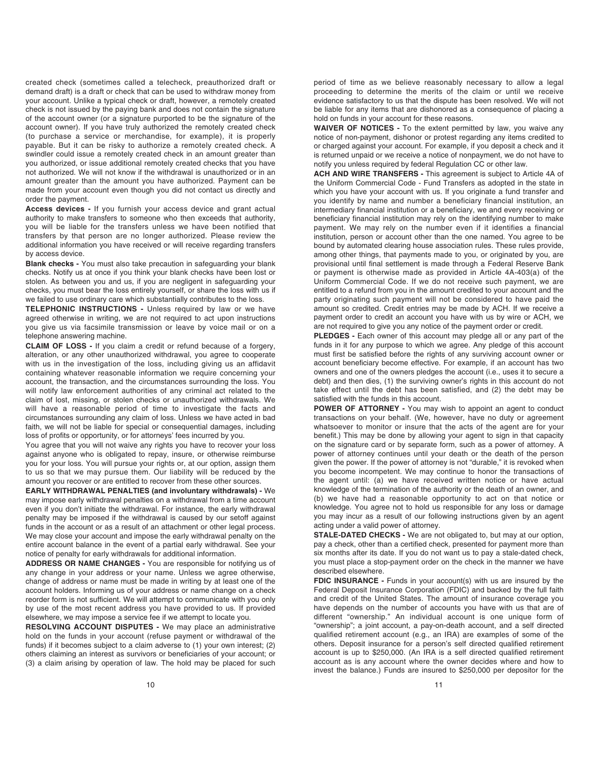created check (sometimes called a telecheck, preauthorized draft or demand draft) is a draft or check that can be used to withdraw money from your account. Unlike a typical check or draft, however, a remotely created check is not issued by the paying bank and does not contain the signature of the account owner (or a signature purported to be the signature of the account owner). If you have truly authorized the remotely created check (to purchase a service or merchandise, for example), it is properly payable. But it can be risky to authorize a remotely created check. A swindler could issue a remotely created check in an amount greater than you authorized, or issue additional remotely created checks that you have not authorized. We will not know if the withdrawal is unauthorized or in an amount greater than the amount you have authorized. Payment can be made from your account even though you did not contact us directly and order the payment.

**Access devices -** If you furnish your access device and grant actual authority to make transfers to someone who then exceeds that authority, you will be liable for the transfers unless we have been notified that transfers by that person are no longer authorized. Please review the additional information you have received or will receive regarding transfers by access device.

**Blank checks -** You must also take precaution in safeguarding your blank checks. Notify us at once if you think your blank checks have been lost or stolen. As between you and us, if you are negligent in safeguarding your checks, you must bear the loss entirely yourself, or share the loss with us if we failed to use ordinary care which substantially contributes to the loss.

**TELEPHONIC INSTRUCTIONS -** Unless required by law or we have agreed otherwise in writing, we are not required to act upon instructions you give us via facsimile transmission or leave by voice mail or on a telephone answering machine.

**CLAIM OF LOSS -** If you claim a credit or refund because of a forgery, alteration, or any other unauthorized withdrawal, you agree to cooperate with us in the investigation of the loss, including giving us an affidavit containing whatever reasonable information we require concerning your account, the transaction, and the circumstances surrounding the loss. You will notify law enforcement authorities of any criminal act related to the claim of lost, missing, or stolen checks or unauthorized withdrawals. We will have a reasonable period of time to investigate the facts and circumstances surrounding any claim of loss. Unless we have acted in bad faith, we will not be liable for special or consequential damages, including loss of profits or opportunity, or for attorneys' fees incurred by you.

You agree that you will not waive any rights you have to recover your loss against anyone who is obligated to repay, insure, or otherwise reimburse you for your loss. You will pursue your rights or, at our option, assign them to us so that we may pursue them. Our liability will be reduced by the amount you recover or are entitled to recover from these other sources.

**EARLY WITHDRAWAL PENALTIES (and involuntary withdrawals) -** We may impose early withdrawal penalties on a withdrawal from a time account even if you don't initiate the withdrawal. For instance, the early withdrawal penalty may be imposed if the withdrawal is caused by our setoff against funds in the account or as a result of an attachment or other legal process. We may close your account and impose the early withdrawal penalty on the entire account balance in the event of a partial early withdrawal. See your notice of penalty for early withdrawals for additional information.

**ADDRESS OR NAME CHANGES -** You are responsible for notifying us of any change in your address or your name. Unless we agree otherwise, change of address or name must be made in writing by at least one of the account holders. Informing us of your address or name change on a check reorder form is not sufficient. We will attempt to communicate with you only by use of the most recent address you have provided to us. If provided elsewhere, we may impose a service fee if we attempt to locate you.

**RESOLVING ACCOUNT DISPUTES -** We may place an administrative hold on the funds in your account (refuse payment or withdrawal of the funds) if it becomes subject to a claim adverse to (1) your own interest; (2) others claiming an interest as survivors or beneficiaries of your account; or (3) a claim arising by operation of law. The hold may be placed for such period of time as we believe reasonably necessary to allow a legal proceeding to determine the merits of the claim or until we receive evidence satisfactory to us that the dispute has been resolved. We will not be liable for any items that are dishonored as a consequence of placing a hold on funds in your account for these reasons.

**WAIVER OF NOTICES -** To the extent permitted by law, you waive any notice of non-payment, dishonor or protest regarding any items credited to or charged against your account. For example, if you deposit a check and it is returned unpaid or we receive a notice of nonpayment, we do not have to notify you unless required by federal Regulation CC or other law.

**ACH AND WIRE TRANSFERS -** This agreement is subject to Article 4A of the Uniform Commercial Code - Fund Transfers as adopted in the state in which you have your account with us. If you originate a fund transfer and you identify by name and number a beneficiary financial institution, an intermediary financial institution or a beneficiary, we and every receiving or beneficiary financial institution may rely on the identifying number to make payment. We may rely on the number even if it identifies a financial institution, person or account other than the one named. You agree to be bound by automated clearing house association rules. These rules provide, among other things, that payments made to you, or originated by you, are provisional until final settlement is made through a Federal Reserve Bank or payment is otherwise made as provided in Article 4A-403(a) of the Uniform Commercial Code. If we do not receive such payment, we are entitled to a refund from you in the amount credited to your account and the party originating such payment will not be considered to have paid the amount so credited. Credit entries may be made by ACH. If we receive a payment order to credit an account you have with us by wire or ACH, we are not required to give you any notice of the payment order or credit.

**PLEDGES -** Each owner of this account may pledge all or any part of the funds in it for any purpose to which we agree. Any pledge of this account must first be satisfied before the rights of any surviving account owner or account beneficiary become effective. For example, if an account has two owners and one of the owners pledges the account (i.e., uses it to secure a debt) and then dies, (1) the surviving owner's rights in this account do not take effect until the debt has been satisfied, and (2) the debt may be satisfied with the funds in this account.

**POWER OF ATTORNEY -** You may wish to appoint an agent to conduct transactions on your behalf. (We, however, have no duty or agreement whatsoever to monitor or insure that the acts of the agent are for your benefit.) This may be done by allowing your agent to sign in that capacity on the signature card or by separate form, such as a power of attorney. A power of attorney continues until your death or the death of the person given the power. If the power of attorney is not "durable," it is revoked when you become incompetent. We may continue to honor the transactions of the agent until: (a) we have received written notice or have actual knowledge of the termination of the authority or the death of an owner, and (b) we have had a reasonable opportunity to act on that notice or knowledge. You agree not to hold us responsible for any loss or damage you may incur as a result of our following instructions given by an agent acting under a valid power of attorney.

**STALE-DATED CHECKS -** We are not obligated to, but may at our option, pay a check, other than a certified check, presented for payment more than six months after its date. If you do not want us to pay a stale-dated check, you must place a stop-payment order on the check in the manner we have described elsewhere.

**FDIC INSURANCE -** Funds in your account(s) with us are insured by the Federal Deposit Insurance Corporation (FDIC) and backed by the full faith and credit of the United States. The amount of insurance coverage you have depends on the number of accounts you have with us that are of different "ownership." An individual account is one unique form of "ownership"; a joint account, a pay-on-death account, and a self directed qualified retirement account (e.g., an IRA) are examples of some of the others. Deposit insurance for a person's self directed qualified retirement account is up to $250,000. (An IRA is a self directed qualified retirement account as is any account where the owner decides where and how to invest the balance.) Funds are insured to $250,000 per depositor for the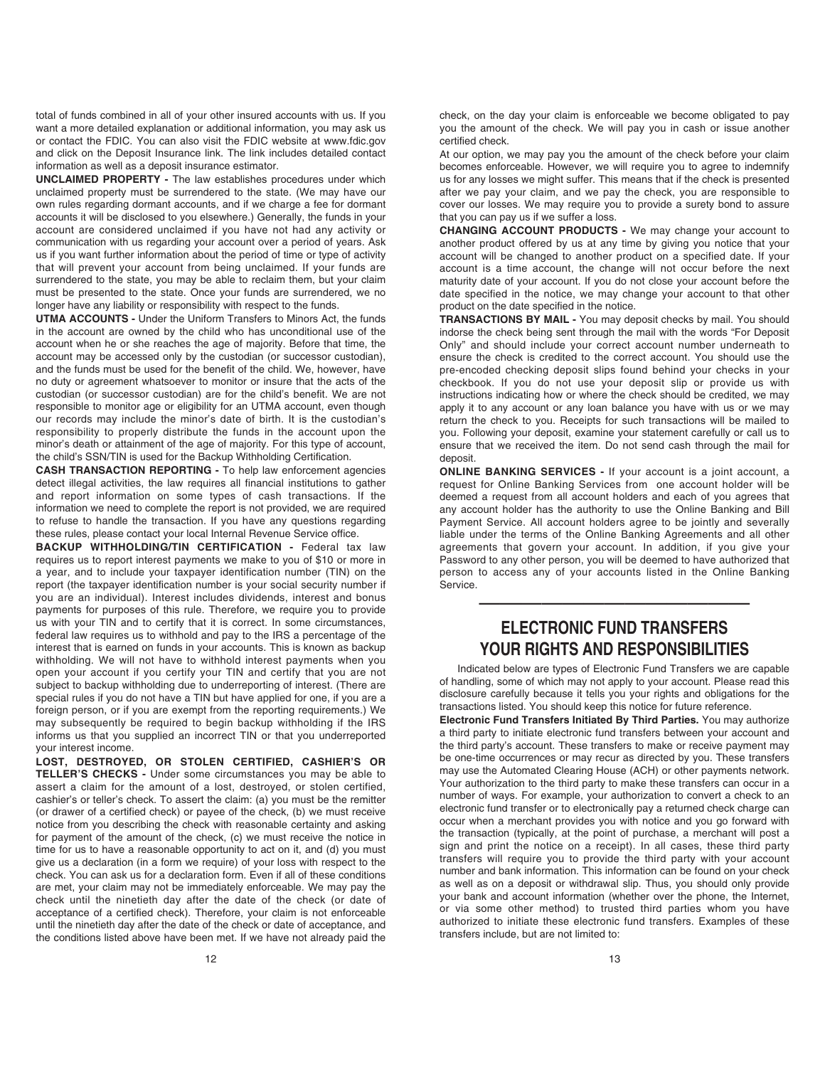total of funds combined in all of your other insured accounts with us. If you want a more detailed explanation or additional information, you may ask us or contact the FDIC. You can also visit the FDIC website at www.fdic.gov and click on the Deposit Insurance link. The link includes detailed contact information as well as a deposit insurance estimator.

**UNCLAIMED PROPERTY -** The law establishes procedures under which unclaimed property must be surrendered to the state. (We may have our own rules regarding dormant accounts, and if we charge a fee for dormant accounts it will be disclosed to you elsewhere.) Generally, the funds in your account are considered unclaimed if you have not had any activity or communication with us regarding your account over a period of years. Ask us if you want further information about the period of time or type of activity that will prevent your account from being unclaimed. If your funds are surrendered to the state, you may be able to reclaim them, but your claim must be presented to the state. Once your funds are surrendered, we no longer have any liability or responsibility with respect to the funds.

**UTMA ACCOUNTS -** Under the Uniform Transfers to Minors Act, the funds in the account are owned by the child who has unconditional use of the account when he or she reaches the age of majority. Before that time, the account may be accessed only by the custodian (or successor custodian), and the funds must be used for the benefit of the child. We, however, have no duty or agreement whatsoever to monitor or insure that the acts of the custodian (or successor custodian) are for the child's benefit. We are not responsible to monitor age or eligibility for an UTMA account, even though our records may include the minor's date of birth. It is the custodian's responsibility to properly distribute the funds in the account upon the minor's death or attainment of the age of majority. For this type of account, the child's SSN/TIN is used for the Backup Withholding Certification.

**CASH TRANSACTION REPORTING -** To help law enforcement agencies detect illegal activities, the law requires all financial institutions to gather and report information on some types of cash transactions. If the information we need to complete the report is not provided, we are required to refuse to handle the transaction. If you have any questions regarding these rules, please contact your local Internal Revenue Service office.

**BACKUP WITHHOLDING/TIN CERTIFICATION -** Federal tax law requires us to report interest payments we make to you of $10 or more in a year, and to include your taxpayer identification number (TIN) on the report (the taxpayer identification number is your social security number if you are an individual). Interest includes dividends, interest and bonus payments for purposes of this rule. Therefore, we require you to provide us with your TIN and to certify that it is correct. In some circumstances, federal law requires us to withhold and pay to the IRS a percentage of the interest that is earned on funds in your accounts. This is known as backup withholding. We will not have to withhold interest payments when you open your account if you certify your TIN and certify that you are not subject to backup withholding due to underreporting of interest. (There are special rules if you do not have a TIN but have applied for one, if you are a foreign person, or if you are exempt from the reporting requirements.) We may subsequently be required to begin backup withholding if the IRS informs us that you supplied an incorrect TIN or that you underreported your interest income.

**LOST, DESTROYED, OR STOLEN CERTIFIED, CASHIER'S OR TELLER'S CHECKS -** Under some circumstances you may be able to assert a claim for the amount of a lost, destroyed, or stolen certified, cashier's or teller's check. To assert the claim: (a) you must be the remitter (or drawer of a certified check) or payee of the check, (b) we must receive notice from you describing the check with reasonable certainty and asking for payment of the amount of the check, (c) we must receive the notice in time for us to have a reasonable opportunity to act on it, and (d) you must give us a declaration (in a form we require) of your loss with respect to the check. You can ask us for a declaration form. Even if all of these conditions are met, your claim may not be immediately enforceable. We may pay the check until the ninetieth day after the date of the check (or date of acceptance of a certified check). Therefore, your claim is not enforceable until the ninetieth day after the date of the check or date of acceptance, and the conditions listed above have been met. If we have not already paid the check, on the day your claim is enforceable we become obligated to pay you the amount of the check. We will pay you in cash or issue another certified check.

At our option, we may pay you the amount of the check before your claim becomes enforceable. However, we will require you to agree to indemnify us for any losses we might suffer. This means that if the check is presented after we pay your claim, and we pay the check, you are responsible to cover our losses. We may require you to provide a surety bond to assure that you can pay us if we suffer a loss.

**CHANGING ACCOUNT PRODUCTS -** We may change your account to another product offered by us at any time by giving you notice that your account will be changed to another product on a specified date. If your account is a time account, the change will not occur before the next maturity date of your account. If you do not close your account before the date specified in the notice, we may change your account to that other product on the date specified in the notice.

**TRANSACTIONS BY MAIL -** You may deposit checks by mail. You should indorse the check being sent through the mail with the words "For Deposit Only" and should include your correct account number underneath to ensure the check is credited to the correct account. You should use the pre-encoded checking deposit slips found behind your checks in your checkbook. If you do not use your deposit slip or provide us with instructions indicating how or where the check should be credited, we may apply it to any account or any loan balance you have with us or we may return the check to you. Receipts for such transactions will be mailed to you. Following your deposit, examine your statement carefully or call us to ensure that we received the item. Do not send cash through the mail for deposit.

**ONLINE BANKING SERVICES -** If your account is a joint account, a request for Online Banking Services from one account holder will be deemed a request from all account holders and each of you agrees that any account holder has the authority to use the Online Banking and Bill Payment Service. All account holders agree to be jointly and severally liable under the terms of the Online Banking Agreements and all other agreements that govern your account. In addition, if you give your Password to any other person, you will be deemed to have authorized that person to access any of your accounts listed in the Online Banking Service.

---

## ELECTRONIC FUND TRANSFERS YOUR RIGHTS AND RESPONSIBILITIES

Indicated below are types of Electronic Fund Transfers we are capable of handling, some of which may not apply to your account. Please read this disclosure carefully because it tells you your rights and obligations for the transactions listed. You should keep this notice for future reference.

**Electronic Fund Transfers Initiated By Third Parties.** You may authorize a third party to initiate electronic fund transfers between your account and the third party's account. These transfers to make or receive payment may be one-time occurrences or may recur as directed by you. These transfers may use the Automated Clearing House (ACH) or other payments network. Your authorization to the third party to make these transfers can occur in a number of ways. For example, your authorization to convert a check to an electronic fund transfer or to electronically pay a returned check charge can occur when a merchant provides you with notice and you go forward with the transaction (typically, at the point of purchase, a merchant will post a sign and print the notice on a receipt). In all cases, these third party transfers will require you to provide the third party with your account number and bank information. This information can be found on your check as well as on a deposit or withdrawal slip. Thus, you should only provide your bank and account information (whether over the phone, the Internet, or via some other method) to trusted third parties whom you have authorized to initiate these electronic fund transfers. Examples of these transfers include, but are not limited to: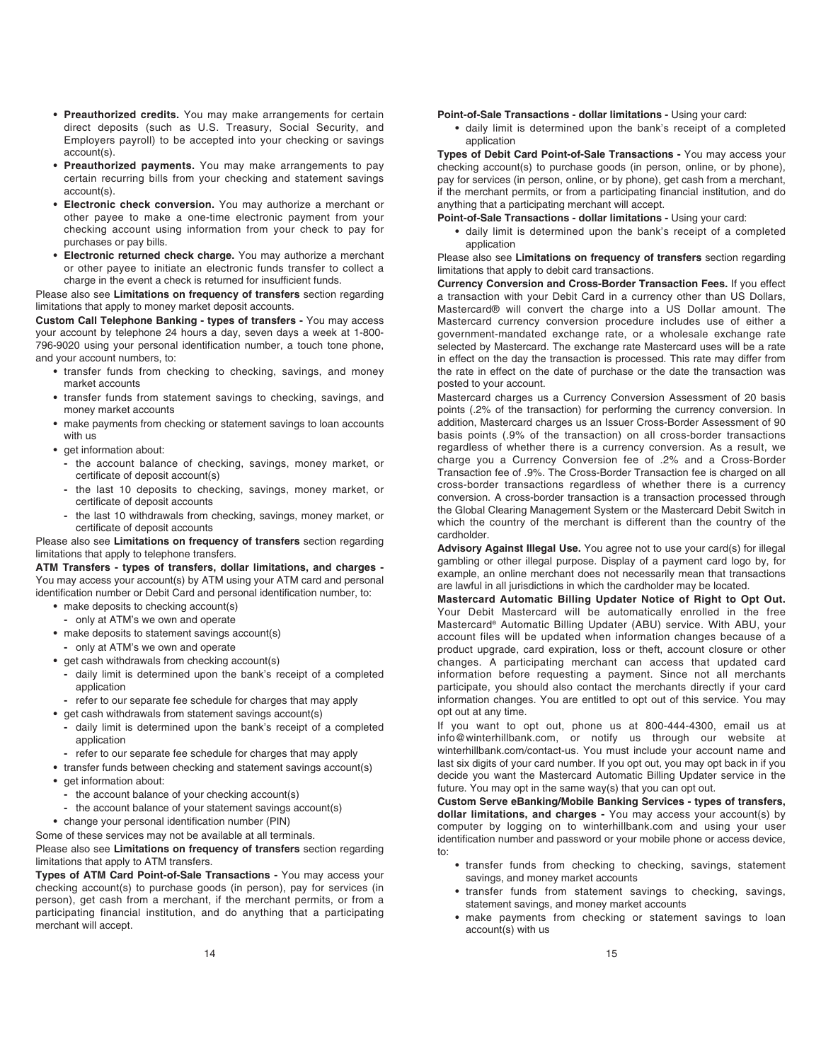- **Preauthorized credits.** You may make arrangements for certain direct deposits (such as U.S. Treasury, Social Security, and Employers payroll) to be accepted into your checking or savings account(s).
- **Preauthorized payments.** You may make arrangements to pay certain recurring bills from your checking and statement savings account(s).
- **Electronic check conversion.** You may authorize a merchant or other payee to make a one-time electronic payment from your checking account using information from your check to pay for purchases or pay bills.
- **Electronic returned check charge.** You may authorize a merchant or other payee to initiate an electronic funds transfer to collect a charge in the event a check is returned for insufficient funds.

Please also see **Limitations on frequency of transfers** section regarding limitations that apply to money market deposit accounts.

**Custom Call Telephone Banking - types of transfers -** You may access your account by telephone 24 hours a day, seven days a week at 1-800-796-9020 using your personal identification number, a touch tone phone, and your account numbers, to:

- transfer funds from checking to checking, savings, and money market accounts
- transfer funds from statement savings to checking, savings, and money market accounts
- make payments from checking or statement savings to loan accounts with us
- get information about:
  - the account balance of checking, savings, money market, or certificate of deposit account(s)
  - the last 10 deposits to checking, savings, money market, or certificate of deposit accounts
  - the last 10 withdrawals from checking, savings, money market, or certificate of deposit accounts

Please also see **Limitations on frequency of transfers** section regarding limitations that apply to telephone transfers.

**ATM Transfers - types of transfers, dollar limitations, and charges -** You may access your account(s) by ATM using your ATM card and personal identification number or Debit Card and personal identification number, to:

- make deposits to checking account(s)
  - only at ATM's we own and operate
- make deposits to statement savings account(s)
  - only at ATM's we own and operate
- get cash withdrawals from checking account(s)
  - daily limit is determined upon the bank's receipt of a completed application
  - refer to our separate fee schedule for charges that may apply
- get cash withdrawals from statement savings account(s)
  - daily limit is determined upon the bank's receipt of a completed application
  - refer to our separate fee schedule for charges that may apply
- transfer funds between checking and statement savings account(s)
- get information about:
  - the account balance of your checking account(s)
  - the account balance of your statement savings account(s)
- change your personal identification number (PIN)

Some of these services may not be available at all terminals.

Please also see **Limitations on frequency of transfers** section regarding limitations that apply to ATM transfers.

**Types of ATM Card Point-of-Sale Transactions -** You may access your checking account(s) to purchase goods (in person), pay for services (in person), get cash from a merchant, if the merchant permits, or from a participating financial institution, and do anything that a participating merchant will accept.

**Point-of-Sale Transactions - dollar limitations -** Using your card:

- daily limit is determined upon the bank's receipt of a completed application

**Types of Debit Card Point-of-Sale Transactions -** You may access your checking account(s) to purchase goods (in person, online, or by phone), pay for services (in person, online, or by phone), get cash from a merchant, if the merchant permits, or from a participating financial institution, and do anything that a participating merchant will accept.

**Point-of-Sale Transactions - dollar limitations -** Using your card:

- daily limit is determined upon the bank's receipt of a completed application

Please also see **Limitations on frequency of transfers** section regarding limitations that apply to debit card transactions.

**Currency Conversion and Cross-Border Transaction Fees.** If you effect a transaction with your Debit Card in a currency other than US Dollars, Mastercard® will convert the charge into a US Dollar amount. The Mastercard currency conversion procedure includes use of either a government-mandated exchange rate, or a wholesale exchange rate selected by Mastercard. The exchange rate Mastercard uses will be a rate in effect on the day the transaction is processed. This rate may differ from the rate in effect on the date of purchase or the date the transaction was posted to your account.

Mastercard charges us a Currency Conversion Assessment of 20 basis points (.2% of the transaction) for performing the currency conversion. In addition, Mastercard charges us an Issuer Cross-Border Assessment of 90 basis points (.9% of the transaction) on all cross-border transactions regardless of whether there is a currency conversion. As a result, we charge you a Currency Conversion fee of .2% and a Cross-Border Transaction fee of .9%. The Cross-Border Transaction fee is charged on all cross-border transactions regardless of whether there is a currency conversion. A cross-border transaction is a transaction processed through the Global Clearing Management System or the Mastercard Debit Switch in which the country of the merchant is different than the country of the cardholder.

**Advisory Against Illegal Use.** You agree not to use your card(s) for illegal gambling or other illegal purpose. Display of a payment card logo by, for example, an online merchant does not necessarily mean that transactions are lawful in all jurisdictions in which the cardholder may be located.

**Mastercard Automatic Billing Updater Notice of Right to Opt Out.** Your Debit Mastercard will be automatically enrolled in the free Mastercard® Automatic Billing Updater (ABU) service. With ABU, your account files will be updated when information changes because of a product upgrade, card expiration, loss or theft, account closure or other changes. A participating merchant can access that updated card information before requesting a payment. Since not all merchants participate, you should also contact the merchants directly if your card information changes. You are entitled to opt out of this service. You may opt out at any time.

If you want to opt out, phone us at 800-444-4300, email us at info@winterhillbank.com, or notify us through our website at winterhillbank.com/contact-us. You must include your account name and last six digits of your card number. If you opt out, you may opt back in if you decide you want the Mastercard Automatic Billing Updater service in the future. You may opt in the same way(s) that you can opt out.

**Custom Serve eBanking/Mobile Banking Services - types of transfers, dollar limitations, and charges -** You may access your account(s) by computer by logging on to winterhillbank.com and using your user identification number and password or your mobile phone or access device, to:

- transfer funds from checking to checking, savings, statement savings, and money market accounts
- transfer funds from statement savings to checking, savings, statement savings, and money market accounts
- make payments from checking or statement savings to loan account(s) with us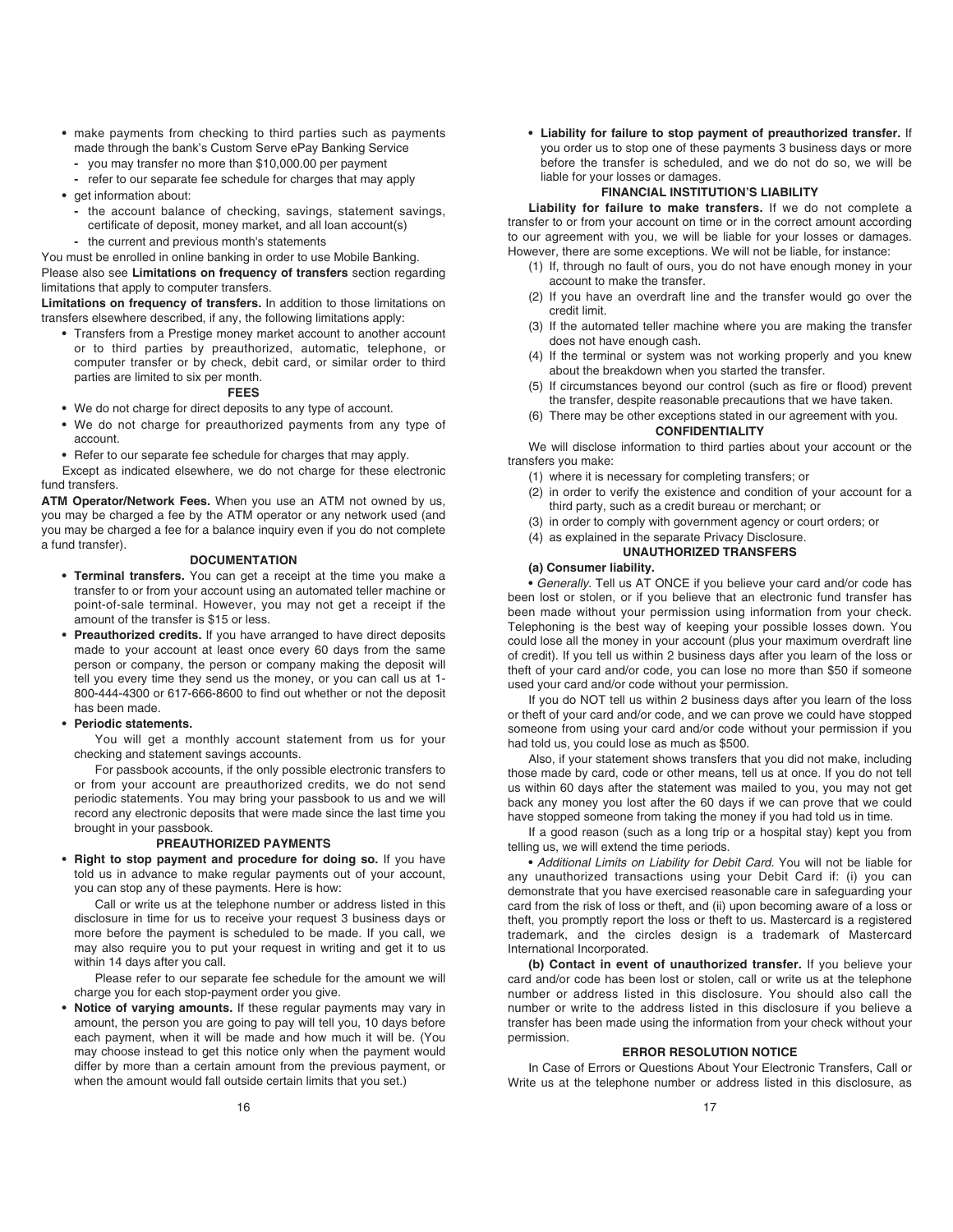- make payments from checking to third parties such as payments made through the bank's Custom Serve ePay Banking Service
  - you may transfer no more than $10,000.00 per payment
  - refer to our separate fee schedule for charges that may apply
- get information about:
  - the account balance of checking, savings, statement savings, certificate of deposit, money market, and all loan account(s)
  - the current and previous month's statements

You must be enrolled in online banking in order to use Mobile Banking.

Please also see **Limitations on frequency of transfers** section regarding limitations that apply to computer transfers.

**Limitations on frequency of transfers.** In addition to those limitations on transfers elsewhere described, if any, the following limitations apply:

- Transfers from a Prestige money market account to another account or to third parties by preauthorized, automatic, telephone, or computer transfer or by check, debit card, or similar order to third parties are limited to six per month.

### FEES

- We do not charge for direct deposits to any type of account.
- We do not charge for preauthorized payments from any type of account.
- Refer to our separate fee schedule for charges that may apply.

Except as indicated elsewhere, we do not charge for these electronic fund transfers.

**ATM Operator/Network Fees.** When you use an ATM not owned by us, you may be charged a fee by the ATM operator or any network used (and you may be charged a fee for a balance inquiry even if you do not complete a fund transfer).

### DOCUMENTATION

- **Terminal transfers.** You can get a receipt at the time you make a transfer to or from your account using an automated teller machine or point-of-sale terminal. However, you may not get a receipt if the amount of the transfer is $15 or less.
- **Preauthorized credits.** If you have arranged to have direct deposits made to your account at least once every 60 days from the same person or company, the person or company making the deposit will tell you every time they send us the money, or you can call us at 1-800-444-4300 or 617-666-8600 to find out whether or not the deposit has been made.
- **Periodic statements.**

  You will get a monthly account statement from us for your checking and statement savings accounts.

  For passbook accounts, if the only possible electronic transfers to or from your account are preauthorized credits, we do not send periodic statements. You may bring your passbook to us and we will record any electronic deposits that were made since the last time you brought in your passbook.

### PREAUTHORIZED PAYMENTS

- **Right to stop payment and procedure for doing so.** If you have told us in advance to make regular payments out of your account, you can stop any of these payments. Here is how:

  Call or write us at the telephone number or address listed in this disclosure in time for us to receive your request 3 business days or more before the payment is scheduled to be made. If you call, we may also require you to put your request in writing and get it to us within 14 days after you call.

  Please refer to our separate fee schedule for the amount we will charge you for each stop-payment order you give.
- **Notice of varying amounts.** If these regular payments may vary in amount, the person you are going to pay will tell you, 10 days before each payment, when it will be made and how much it will be. (You may choose instead to get this notice only when the payment would differ by more than a certain amount from the previous payment, or when the amount would fall outside certain limits that you set.)
- **Liability for failure to stop payment of preauthorized transfer.** If you order us to stop one of these payments 3 business days or more before the transfer is scheduled, and we do not do so, we will be liable for your losses or damages.

### FINANCIAL INSTITUTION'S LIABILITY

**Liability for failure to make transfers.** If we do not complete a transfer to or from your account on time or in the correct amount according to our agreement with you, we will be liable for your losses or damages. However, there are some exceptions. We will not be liable, for instance:

1. If, through no fault of ours, you do not have enough money in your account to make the transfer.
2. If you have an overdraft line and the transfer would go over the credit limit.
3. If the automated teller machine where you are making the transfer does not have enough cash.
4. If the terminal or system was not working properly and you knew about the breakdown when you started the transfer.
5. If circumstances beyond our control (such as fire or flood) prevent the transfer, despite reasonable precautions that we have taken.
6. There may be other exceptions stated in our agreement with you.

### CONFIDENTIALITY

We will disclose information to third parties about your account or the transfers you make:

1. where it is necessary for completing transfers; or
2. in order to verify the existence and condition of your account for a third party, such as a credit bureau or merchant; or
3. in order to comply with government agency or court orders; or
4. as explained in the separate Privacy Disclosure.

### UNAUTHORIZED TRANSFERS

**(a) Consumer liability.**

• *Generally.* Tell us AT ONCE if you believe your card and/or code has been lost or stolen, or if you believe that an electronic fund transfer has been made without your permission using information from your check. Telephoning is the best way of keeping your possible losses down. You could lose all the money in your account (plus your maximum overdraft line of credit). If you tell us within 2 business days after you learn of the loss or theft of your card and/or code, you can lose no more than $50 if someone used your card and/or code without your permission.

If you do NOT tell us within 2 business days after you learn of the loss or theft of your card and/or code, and we can prove we could have stopped someone from using your card and/or code without your permission if you had told us, you could lose as much as $500.

Also, if your statement shows transfers that you did not make, including those made by card, code or other means, tell us at once. If you do not tell us within 60 days after the statement was mailed to you, you may not get back any money you lost after the 60 days if we can prove that we could have stopped someone from taking the money if you had told us in time.

If a good reason (such as a long trip or a hospital stay) kept you from telling us, we will extend the time periods.

• *Additional Limits on Liability for Debit Card.* You will not be liable for any unauthorized transactions using your Debit Card if: (i) you can demonstrate that you have exercised reasonable care in safeguarding your card from the risk of loss or theft, and (ii) upon becoming aware of a loss or theft, you promptly report the loss or theft to us. Mastercard is a registered trademark, and the circles design is a trademark of Mastercard International Incorporated.

**(b) Contact in event of unauthorized transfer.** If you believe your card and/or code has been lost or stolen, call or write us at the telephone number or address listed in this disclosure. You should also call the number or write to the address listed in this disclosure if you believe a transfer has been made using the information from your check without your permission.

### ERROR RESOLUTION NOTICE

In Case of Errors or Questions About Your Electronic Transfers, Call or Write us at the telephone number or address listed in this disclosure, as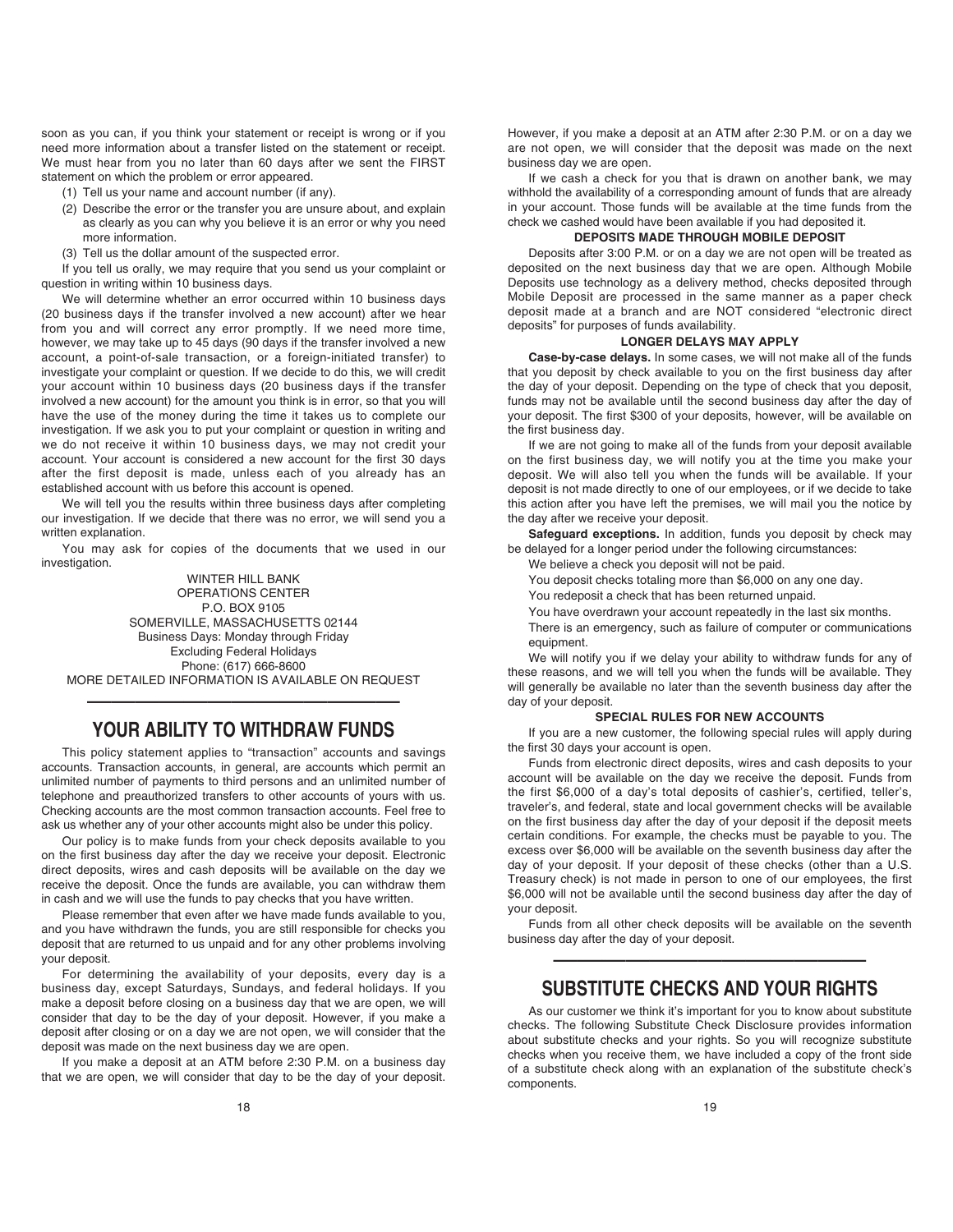soon as you can, if you think your statement or receipt is wrong or if you need more information about a transfer listed on the statement or receipt. We must hear from you no later than 60 days after we sent the FIRST statement on which the problem or error appeared.

(1) Tell us your name and account number (if any).

(2) Describe the error or the transfer you are unsure about, and explain as clearly as you can why you believe it is an error or why you need more information.

(3) Tell us the dollar amount of the suspected error.

If you tell us orally, we may require that you send us your complaint or question in writing within 10 business days.

We will determine whether an error occurred within 10 business days (20 business days if the transfer involved a new account) after we hear from you and will correct any error promptly. If we need more time, however, we may take up to 45 days (90 days if the transfer involved a new account, a point-of-sale transaction, or a foreign-initiated transfer) to investigate your complaint or question. If we decide to do this, we will credit your account within 10 business days (20 business days if the transfer involved a new account) for the amount you think is in error, so that you will have the use of the money during the time it takes us to complete our investigation. If we ask you to put your complaint or question in writing and we do not receive it within 10 business days, we may not credit your account. Your account is considered a new account for the first 30 days after the first deposit is made, unless each of you already has an established account with us before this account is opened.

We will tell you the results within three business days after completing our investigation. If we decide that there was no error, we will send you a written explanation.

You may ask for copies of the documents that we used in our investigation.

WINTER HILL BANK
OPERATIONS CENTER
P.O. BOX 9105
SOMERVILLE, MASSACHUSETTS 02144
Business Days: Monday through Friday
Excluding Federal Holidays
Phone: (617) 666-8600
MORE DETAILED INFORMATION IS AVAILABLE ON REQUEST

## YOUR ABILITY TO WITHDRAW FUNDS

This policy statement applies to "transaction" accounts and savings accounts. Transaction accounts, in general, are accounts which permit an unlimited number of payments to third persons and an unlimited number of telephone and preauthorized transfers to other accounts of yours with us. Checking accounts are the most common transaction accounts. Feel free to ask us whether any of your other accounts might also be under this policy.

Our policy is to make funds from your check deposits available to you on the first business day after the day we receive your deposit. Electronic direct deposits, wires and cash deposits will be available on the day we receive the deposit. Once the funds are available, you can withdraw them in cash and we will use the funds to pay checks that you have written.

Please remember that even after we have made funds available to you, and you have withdrawn the funds, you are still responsible for checks you deposit that are returned to us unpaid and for any other problems involving your deposit.

For determining the availability of your deposits, every day is a business day, except Saturdays, Sundays, and federal holidays. If you make a deposit before closing on a business day that we are open, we will consider that day to be the day of your deposit. However, if you make a deposit after closing or on a day we are not open, we will consider that the deposit was made on the next business day we are open.

If you make a deposit at an ATM before 2:30 P.M. on a business day that we are open, we will consider that day to be the day of your deposit. However, if you make a deposit at an ATM after 2:30 P.M. or on a day we are not open, we will consider that the deposit was made on the next business day we are open.

If we cash a check for you that is drawn on another bank, we may withhold the availability of a corresponding amount of funds that are already in your account. Those funds will be available at the time funds from the check we cashed would have been available if you had deposited it.

### DEPOSITS MADE THROUGH MOBILE DEPOSIT

Deposits after 3:00 P.M. or on a day we are not open will be treated as deposited on the next business day that we are open. Although Mobile Deposits use technology as a delivery method, checks deposited through Mobile Deposit are processed in the same manner as a paper check deposit made at a branch and are NOT considered "electronic direct deposits" for purposes of funds availability.

### LONGER DELAYS MAY APPLY

**Case-by-case delays.** In some cases, we will not make all of the funds that you deposit by check available to you on the first business day after the day of your deposit. Depending on the type of check that you deposit, funds may not be available until the second business day after the day of your deposit. The first $300 of your deposits, however, will be available on the first business day.

If we are not going to make all of the funds from your deposit available on the first business day, we will notify you at the time you make your deposit. We will also tell you when the funds will be available. If your deposit is not made directly to one of our employees, or if we decide to take this action after you have left the premises, we will mail you the notice by the day after we receive your deposit.

**Safeguard exceptions.** In addition, funds you deposit by check may be delayed for a longer period under the following circumstances:

We believe a check you deposit will not be paid.

You deposit checks totaling more than $6,000 on any one day.

You redeposit a check that has been returned unpaid.

You have overdrawn your account repeatedly in the last six months.

There is an emergency, such as failure of computer or communications equipment.

We will notify you if we delay your ability to withdraw funds for any of these reasons, and we will tell you when the funds will be available. They will generally be available no later than the seventh business day after the day of your deposit.

### SPECIAL RULES FOR NEW ACCOUNTS

If you are a new customer, the following special rules will apply during the first 30 days your account is open.

Funds from electronic direct deposits, wires and cash deposits to your account will be available on the day we receive the deposit. Funds from the first $6,000 of a day's total deposits of cashier's, certified, teller's, traveler's, and federal, state and local government checks will be available on the first business day after the day of your deposit if the deposit meets certain conditions. For example, the checks must be payable to you. The excess over $6,000 will be available on the seventh business day after the day of your deposit. If your deposit of these checks (other than a U.S. Treasury check) is not made in person to one of our employees, the first $6,000 will not be available until the second business day after the day of your deposit.

Funds from all other check deposits will be available on the seventh business day after the day of your deposit.

## SUBSTITUTE CHECKS AND YOUR RIGHTS

As our customer we think it's important for you to know about substitute checks. The following Substitute Check Disclosure provides information about substitute checks and your rights. So you will recognize substitute checks when you receive them, we have included a copy of the front side of a substitute check along with an explanation of the substitute check's components.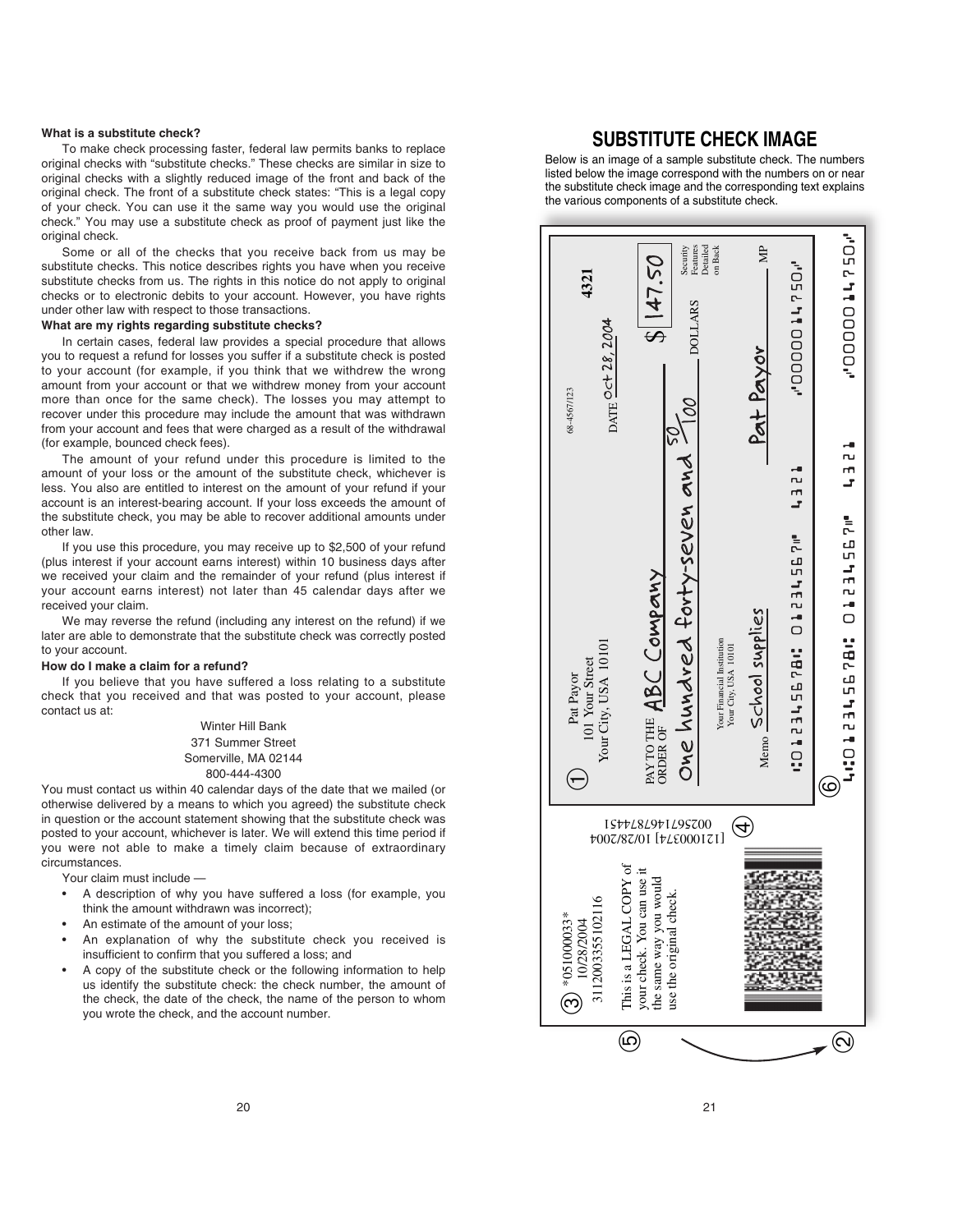### What is a substitute check?

To make check processing faster, federal law permits banks to replace original checks with "substitute checks." These checks are similar in size to original checks with a slightly reduced image of the front and back of the original check. The front of a substitute check states: "This is a legal copy of your check. You can use it the same way you would use the original check." You may use a substitute check as proof of payment just like the original check.

Some or all of the checks that you receive back from us may be substitute checks. This notice describes rights you have when you receive substitute checks from us. The rights in this notice do not apply to original checks or to electronic debits to your account. However, you have rights under other law with respect to those transactions.

### What are my rights regarding substitute checks?

In certain cases, federal law provides a special procedure that allows you to request a refund for losses you suffer if a substitute check is posted to your account (for example, if you think that we withdrew the wrong amount from your account or that we withdrew money from your account more than once for the same check). The losses you may attempt to recover under this procedure may include the amount that was withdrawn from your account and fees that were charged as a result of the withdrawal (for example, bounced check fees).

The amount of your refund under this procedure is limited to the amount of your loss or the amount of the substitute check, whichever is less. You also are entitled to interest on the amount of your refund if your account is an interest-bearing account. If your loss exceeds the amount of the substitute check, you may be able to recover additional amounts under other law.

If you use this procedure, you may receive up to $2,500 of your refund (plus interest if your account earns interest) within 10 business days after we received your claim and the remainder of your refund (plus interest if your account earns interest) not later than 45 calendar days after we received your claim.

We may reverse the refund (including any interest on the refund) if we later are able to demonstrate that the substitute check was correctly posted to your account.

### How do I make a claim for a refund?

If you believe that you have suffered a loss relating to a substitute check that you received and that was posted to your account, please contact us at:

Winter Hill Bank
371 Summer Street
Somerville, MA 02144
800-444-4300

You must contact us within 40 calendar days of the date that we mailed (or otherwise delivered by a means to which you agreed) the substitute check in question or the account statement showing that the substitute check was posted to your account, whichever is later. We will extend this time period if you were not able to make a timely claim because of extraordinary circumstances.

Your claim must include —

- A description of why you have suffered a loss (for example, you think the amount withdrawn was incorrect);
- An estimate of the amount of your loss;
- An explanation of why the substitute check you received is insufficient to confirm that you suffered a loss; and
- A copy of the substitute check or the following information to help us identify the substitute check: the check number, the amount of the check, the date of the check, the name of the person to whom you wrote the check, and the account number.

## SUBSTITUTE CHECK IMAGE

Below is an image of a sample substitute check. The numbers listed below the image correspond with the numbers on or near the substitute check image and the corresponding text explains the various components of a substitute check.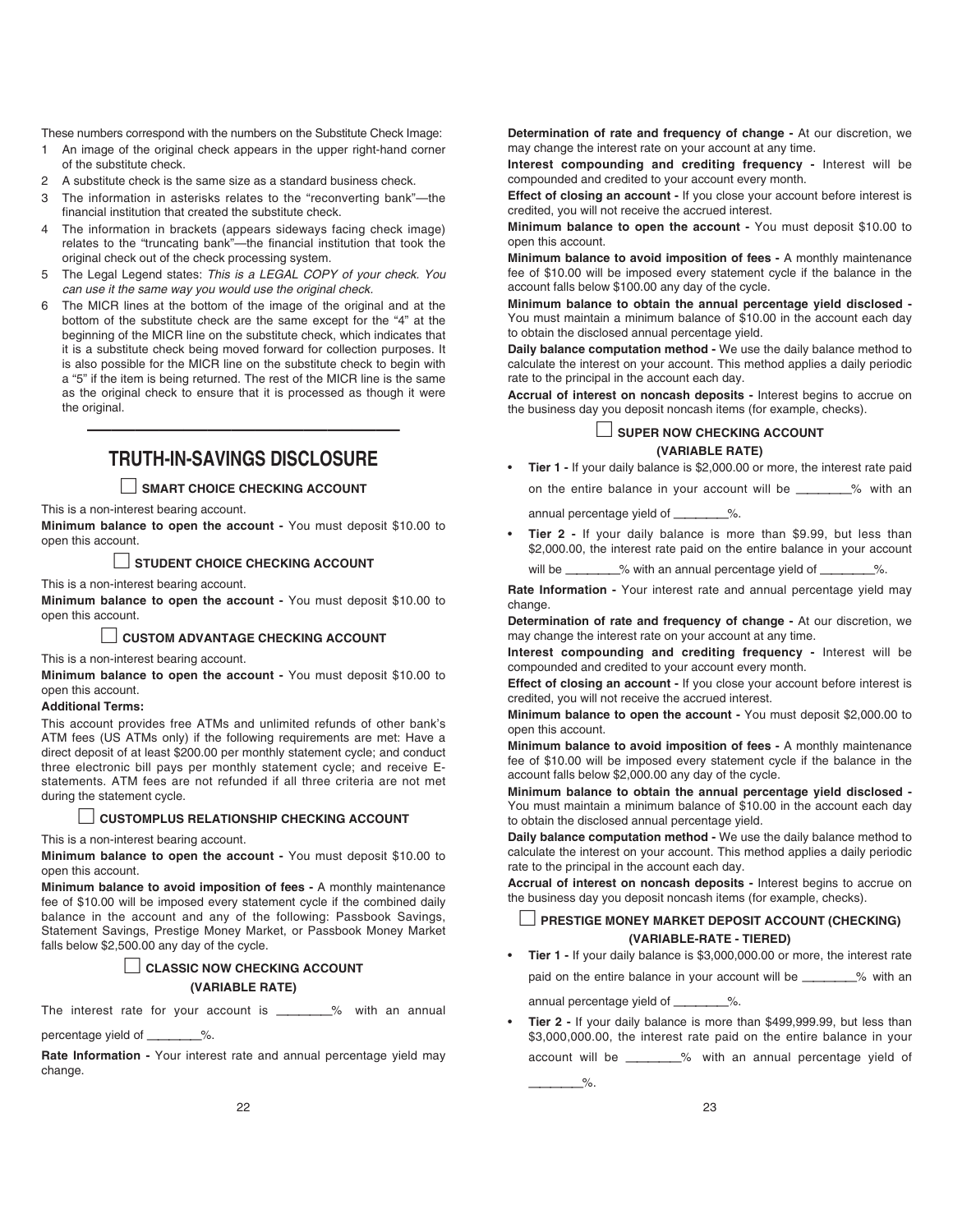These numbers correspond with the numbers on the Substitute Check Image:

1. An image of the original check appears in the upper right-hand corner of the substitute check.
2. A substitute check is the same size as a standard business check.
3. The information in asterisks relates to the "reconverting bank"—the financial institution that created the substitute check.
4. The information in brackets (appears sideways facing check image) relates to the "truncating bank"—the financial institution that took the original check out of the check processing system.
5. The Legal Legend states: *This is a LEGAL COPY of your check. You can use it the same way you would use the original check.*
6. The MICR lines at the bottom of the image of the original and at the bottom of the substitute check are the same except for the "4" at the beginning of the MICR line on the substitute check, which indicates that it is a substitute check being moved forward for collection purposes. It is also possible for the MICR line on the substitute check to begin with a "5" if the item is being returned. The rest of the MICR line is the same as the original check to ensure that it is processed as though it were the original.

---

# TRUTH-IN-SAVINGS DISCLOSURE

### ☐ SMART CHOICE CHECKING ACCOUNT

This is a non-interest bearing account.

**Minimum balance to open the account -** You must deposit $10.00 to open this account.

### ☐ STUDENT CHOICE CHECKING ACCOUNT

This is a non-interest bearing account.

**Minimum balance to open the account -** You must deposit $10.00 to open this account.

### ☐ CUSTOM ADVANTAGE CHECKING ACCOUNT

This is a non-interest bearing account.

**Minimum balance to open the account -** You must deposit $10.00 to open this account.

**Additional Terms:**

This account provides free ATMs and unlimited refunds of other bank's ATM fees (US ATMs only) if the following requirements are met: Have a direct deposit of at least $200.00 per monthly statement cycle; and conduct three electronic bill pays per monthly statement cycle; and receive E-statements. ATM fees are not refunded if all three criteria are not met during the statement cycle.

### ☐ CUSTOMPLUS RELATIONSHIP CHECKING ACCOUNT

This is a non-interest bearing account.

**Minimum balance to open the account -** You must deposit $10.00 to open this account.

**Minimum balance to avoid imposition of fees -** A monthly maintenance fee of $10.00 will be imposed every statement cycle if the combined daily balance in the account and any of the following: Passbook Savings, Statement Savings, Prestige Money Market, or Passbook Money Market falls below $2,500.00 any day of the cycle.

### ☐ CLASSIC NOW CHECKING ACCOUNT (VARIABLE RATE)

The interest rate for your account is ________% with an annual percentage yield of ________%.

**Rate Information -** Your interest rate and annual percentage yield may change.

**Determination of rate and frequency of change -** At our discretion, we may change the interest rate on your account at any time.

**Interest compounding and crediting frequency -** Interest will be compounded and credited to your account every month.

**Effect of closing an account -** If you close your account before interest is credited, you will not receive the accrued interest.

**Minimum balance to open the account -** You must deposit $10.00 to open this account.

**Minimum balance to avoid imposition of fees -** A monthly maintenance fee of $10.00 will be imposed every statement cycle if the balance in the account falls below $100.00 any day of the cycle.

**Minimum balance to obtain the annual percentage yield disclosed -** You must maintain a minimum balance of $10.00 in the account each day to obtain the disclosed annual percentage yield.

**Daily balance computation method -** We use the daily balance method to calculate the interest on your account. This method applies a daily periodic rate to the principal in the account each day.

**Accrual of interest on noncash deposits -** Interest begins to accrue on the business day you deposit noncash items (for example, checks).

### ☐ SUPER NOW CHECKING ACCOUNT (VARIABLE RATE)

- **Tier 1 -** If your daily balance is $2,000.00 or more, the interest rate paid on the entire balance in your account will be ________% with an annual percentage yield of ________%.
- **Tier 2 -** If your daily balance is more than $9.99, but less than $2,000.00, the interest rate paid on the entire balance in your account will be ________% with an annual percentage yield of ________%.

**Rate Information -** Your interest rate and annual percentage yield may change.

**Determination of rate and frequency of change -** At our discretion, we may change the interest rate on your account at any time.

**Interest compounding and crediting frequency -** Interest will be compounded and credited to your account every month.

**Effect of closing an account -** If you close your account before interest is credited, you will not receive the accrued interest.

**Minimum balance to open the account -** You must deposit $2,000.00 to open this account.

**Minimum balance to avoid imposition of fees -** A monthly maintenance fee of $10.00 will be imposed every statement cycle if the balance in the account falls below $2,000.00 any day of the cycle.

**Minimum balance to obtain the annual percentage yield disclosed -** You must maintain a minimum balance of $10.00 in the account each day to obtain the disclosed annual percentage yield.

**Daily balance computation method -** We use the daily balance method to calculate the interest on your account. This method applies a daily periodic rate to the principal in the account each day.

**Accrual of interest on noncash deposits -** Interest begins to accrue on the business day you deposit noncash items (for example, checks).

### ☐ PRESTIGE MONEY MARKET DEPOSIT ACCOUNT (CHECKING) (VARIABLE-RATE - TIERED)

- **Tier 1 -** If your daily balance is $3,000,000.00 or more, the interest rate paid on the entire balance in your account will be ________% with an annual percentage yield of ________%.
- **Tier 2 -** If your daily balance is more than $499,999.99, but less than $3,000,000.00, the interest rate paid on the entire balance in your account will be ________% with an annual percentage yield of ________%.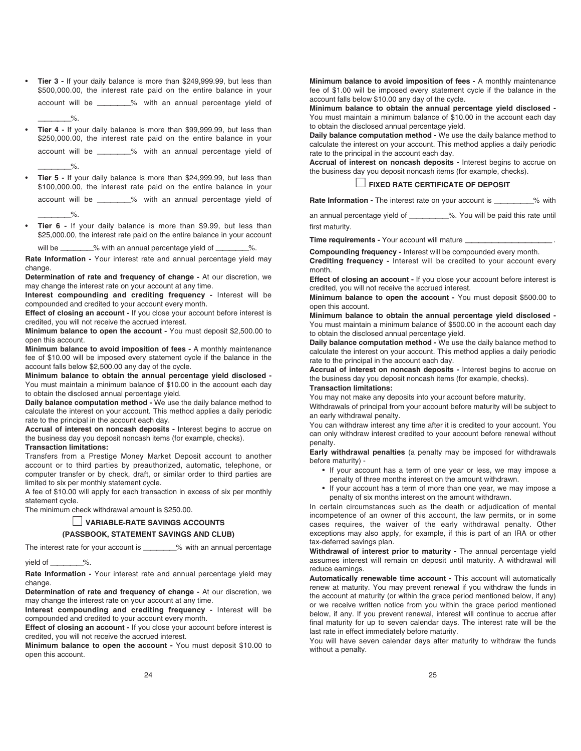- **Tier 3 -** If your daily balance is more than $249,999.99, but less than $500,000.00, the interest rate paid on the entire balance in your account will be ________% with an annual percentage yield of ________%.
- **Tier 4 -** If your daily balance is more than $99,999.99, but less than $250,000.00, the interest rate paid on the entire balance in your account will be ________% with an annual percentage yield of ________%.
- **Tier 5 -** If your daily balance is more than $24,999.99, but less than $100,000.00, the interest rate paid on the entire balance in your account will be ________% with an annual percentage yield of ________%.
- **Tier 6 -** If your daily balance is more than $9.99, but less than $25,000.00, the interest rate paid on the entire balance in your account will be ________% with an annual percentage yield of ________%.

**Rate Information -** Your interest rate and annual percentage yield may change.

**Determination of rate and frequency of change -** At our discretion, we may change the interest rate on your account at any time.

**Interest compounding and crediting frequency -** Interest will be compounded and credited to your account every month.

**Effect of closing an account -** If you close your account before interest is credited, you will not receive the accrued interest.

**Minimum balance to open the account -** You must deposit $2,500.00 to open this account.

**Minimum balance to avoid imposition of fees -** A monthly maintenance fee of $10.00 will be imposed every statement cycle if the balance in the account falls below $2,500.00 any day of the cycle.

**Minimum balance to obtain the annual percentage yield disclosed -** You must maintain a minimum balance of $10.00 in the account each day to obtain the disclosed annual percentage yield.

**Daily balance computation method -** We use the daily balance method to calculate the interest on your account. This method applies a daily periodic rate to the principal in the account each day.

**Accrual of interest on noncash deposits -** Interest begins to accrue on the business day you deposit noncash items (for example, checks).

**Transaction limitations:**

Transfers from a Prestige Money Market Deposit account to another account or to third parties by preauthorized, automatic, telephone, or computer transfer or by check, draft, or similar order to third parties are limited to six per monthly statement cycle.

A fee of $10.00 will apply for each transaction in excess of six per monthly statement cycle.

The minimum check withdrawal amount is $250.00.

## ☐ VARIABLE-RATE SAVINGS ACCOUNTS (PASSBOOK, STATEMENT SAVINGS AND CLUB)

The interest rate for your account is ________% with an annual percentage yield of ________%.

**Rate Information -** Your interest rate and annual percentage yield may change.

**Determination of rate and frequency of change -** At our discretion, we may change the interest rate on your account at any time.

**Interest compounding and crediting frequency -** Interest will be compounded and credited to your account every month.

**Effect of closing an account -** If you close your account before interest is credited, you will not receive the accrued interest.

**Minimum balance to open the account -** You must deposit $10.00 to open this account.

**Minimum balance to avoid imposition of fees -** A monthly maintenance fee of $1.00 will be imposed every statement cycle if the balance in the account falls below $10.00 any day of the cycle.

**Minimum balance to obtain the annual percentage yield disclosed -** You must maintain a minimum balance of $10.00 in the account each day to obtain the disclosed annual percentage yield.

**Daily balance computation method -** We use the daily balance method to calculate the interest on your account. This method applies a daily periodic rate to the principal in the account each day.

**Accrual of interest on noncash deposits -** Interest begins to accrue on the business day you deposit noncash items (for example, checks).

## ☐ FIXED RATE CERTIFICATE OF DEPOSIT

**Rate Information -** The interest rate on your account is _________% with an annual percentage yield of _________%. You will be paid this rate until first maturity.

**Time requirements -** Your account will mature ____________________ .

**Compounding frequency -** Interest will be compounded every month.

**Crediting frequency -** Interest will be credited to your account every month.

**Effect of closing an account -** If you close your account before interest is credited, you will not receive the accrued interest.

**Minimum balance to open the account -** You must deposit $500.00 to open this account.

**Minimum balance to obtain the annual percentage yield disclosed -** You must maintain a minimum balance of $500.00 in the account each day to obtain the disclosed annual percentage yield.

**Daily balance computation method -** We use the daily balance method to calculate the interest on your account. This method applies a daily periodic rate to the principal in the account each day.

**Accrual of interest on noncash deposits -** Interest begins to accrue on the business day you deposit noncash items (for example, checks).

**Transaction limitations:**

You may not make any deposits into your account before maturity.

Withdrawals of principal from your account before maturity will be subject to an early withdrawal penalty.

You can withdraw interest any time after it is credited to your account. You can only withdraw interest credited to your account before renewal without penalty.

**Early withdrawal penalties** (a penalty may be imposed for withdrawals before maturity) -

- If your account has a term of one year or less, we may impose a penalty of three months interest on the amount withdrawn.
- If your account has a term of more than one year, we may impose a penalty of six months interest on the amount withdrawn.

In certain circumstances such as the death or adjudication of mental incompetence of an owner of this account, the law permits, or in some cases requires, the waiver of the early withdrawal penalty. Other exceptions may also apply, for example, if this is part of an IRA or other tax-deferred savings plan.

**Withdrawal of interest prior to maturity -** The annual percentage yield assumes interest will remain on deposit until maturity. A withdrawal will reduce earnings.

**Automatically renewable time account -** This account will automatically renew at maturity. You may prevent renewal if you withdraw the funds in the account at maturity (or within the grace period mentioned below, if any) or we receive written notice from you within the grace period mentioned below, if any. If you prevent renewal, interest will continue to accrue after final maturity for up to seven calendar days. The interest rate will be the last rate in effect immediately before maturity.

You will have seven calendar days after maturity to withdraw the funds without a penalty.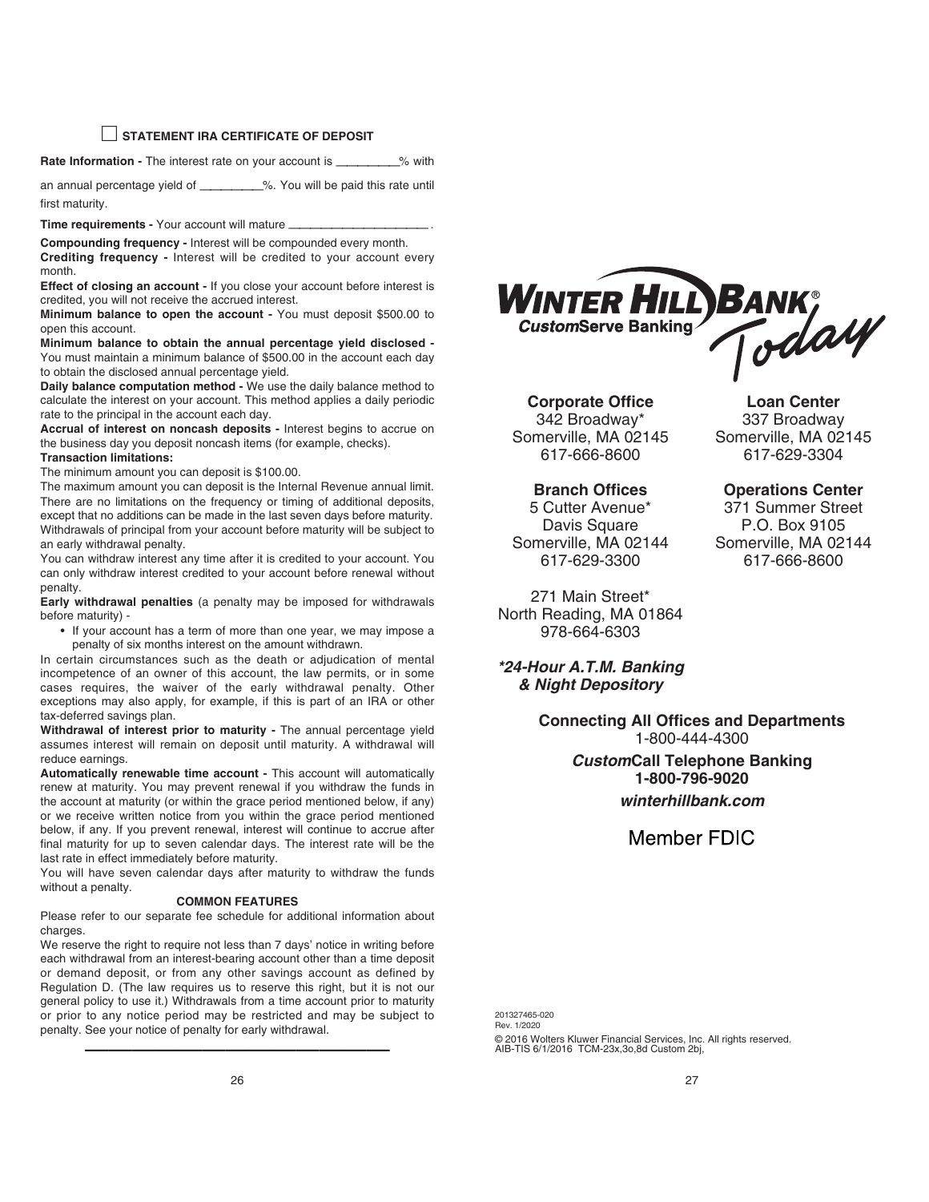☐ **STATEMENT IRA CERTIFICATE OF DEPOSIT**

**Rate Information -** The interest rate on your account is __________% with an annual percentage yield of __________%. You will be paid this rate until first maturity.

**Time requirements -** Your account will mature ______________________ .

**Compounding frequency -** Interest will be compounded every month.

**Crediting frequency -** Interest will be credited to your account every month.

**Effect of closing an account -** If you close your account before interest is credited, you will not receive the accrued interest.

**Minimum balance to open the account -** You must deposit $500.00 to open this account.

**Minimum balance to obtain the annual percentage yield disclosed -** You must maintain a minimum balance of $500.00 in the account each day to obtain the disclosed annual percentage yield.

**Daily balance computation method -** We use the daily balance method to calculate the interest on your account. This method applies a daily periodic rate to the principal in the account each day.

**Accrual of interest on noncash deposits -** Interest begins to accrue on the business day you deposit noncash items (for example, checks).

**Transaction limitations:**

The minimum amount you can deposit is $100.00.

The maximum amount you can deposit is the Internal Revenue annual limit.

There are no limitations on the frequency or timing of additional deposits, except that no additions can be made in the last seven days before maturity.

Withdrawals of principal from your account before maturity will be subject to an early withdrawal penalty.

You can withdraw interest any time after it is credited to your account. You can only withdraw interest credited to your account before renewal without penalty.

**Early withdrawal penalties** (a penalty may be imposed for withdrawals before maturity) -

- If your account has a term of more than one year, we may impose a penalty of six months interest on the amount withdrawn.

In certain circumstances such as the death or adjudication of mental incompetence of an owner of this account, the law permits, or in some cases requires, the waiver of the early withdrawal penalty. Other exceptions may also apply, for example, if this is part of an IRA or other tax-deferred savings plan.

**Withdrawal of interest prior to maturity -** The annual percentage yield assumes interest will remain on deposit until maturity. A withdrawal will reduce earnings.

**Automatically renewable time account -** This account will automatically renew at maturity. You may prevent renewal if you withdraw the funds in the account at maturity (or within the grace period mentioned below, if any) or we receive written notice from you within the grace period mentioned below, if any. If you prevent renewal, interest will continue to accrue after final maturity for up to seven calendar days. The interest rate will be the last rate in effect immediately before maturity.

You will have seven calendar days after maturity to withdraw the funds without a penalty.

**COMMON FEATURES**

Please refer to our separate fee schedule for additional information about charges.

We reserve the right to require not less than 7 days' notice in writing before each withdrawal from an interest-bearing account other than a time deposit or demand deposit, or from any other savings account as defined by Regulation D. (The law requires us to reserve this right, but it is not our general policy to use it.) Withdrawals from a time account prior to maturity or prior to any notice period may be restricted and may be subject to penalty. See your notice of penalty for early withdrawal.

---

**WINTER HILL BANK®** *Today*
***Custom*Serve Banking**

**Corporate Office**
342 Broadway*
Somerville, MA 02145
617-666-8600

**Loan Center**
337 Broadway
Somerville, MA 02145
617-629-3304

**Branch Offices**
5 Cutter Avenue*
Davis Square
Somerville, MA 02144
617-629-3300

**Operations Center**
371 Summer Street
P.O. Box 9105
Somerville, MA 02144
617-666-8600

271 Main Street*
North Reading, MA 01864
978-664-6303

***24-Hour A.T.M. Banking & Night Depository***

**Connecting All Offices and Departments**
1-800-444-4300

***Custom*Call Telephone Banking**
**1-800-796-9020**

***winterhillbank.com***

Member FDIC

201327465-020
Rev. 1/2020
© 2016 Wolters Kluwer Financial Services, Inc. All rights reserved.
AIB-TIS 6/1/2016 TCM-23x,3o,8d Custom 2bj,